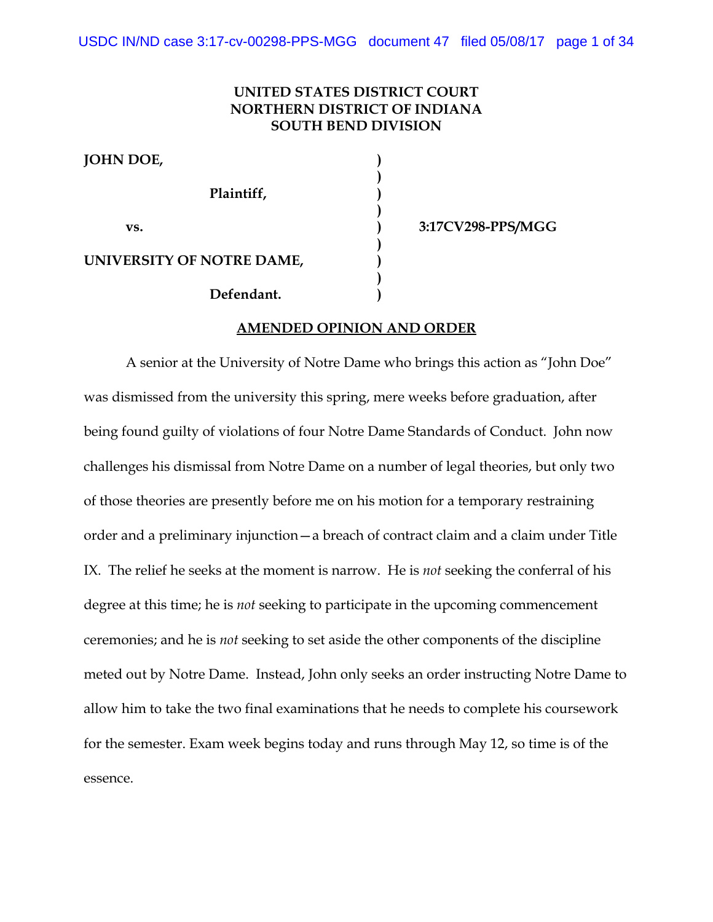**UNITED STATES DISTRICT COURT**
**NORTHERN DISTRICT OF INDIANA**
**SOUTH BEND DIVISION**

| | | |
|---|---|---|
| **JOHN DOE,** | ) | |
| | ) | |
| **Plaintiff,** | ) | |
| | ) | |
| **vs.** | ) | **3:17CV298-PPS/MGG** |
| | ) | |
| **UNIVERSITY OF NOTRE DAME,** | ) | |
| | ) | |
| **Defendant.** | ) | |

## AMENDED OPINION AND ORDER

A senior at the University of Notre Dame who brings this action as "John Doe" was dismissed from the university this spring, mere weeks before graduation, after being found guilty of violations of four Notre Dame Standards of Conduct. John now challenges his dismissal from Notre Dame on a number of legal theories, but only two of those theories are presently before me on his motion for a temporary restraining order and a preliminary injunction—a breach of contract claim and a claim under Title IX. The relief he seeks at the moment is narrow. He is *not* seeking the conferral of his degree at this time; he is *not* seeking to participate in the upcoming commencement ceremonies; and he is *not* seeking to set aside the other components of the discipline meted out by Notre Dame. Instead, John only seeks an order instructing Notre Dame to allow him to take the two final examinations that he needs to complete his coursework for the semester. Exam week begins today and runs through May 12, so time is of the essence.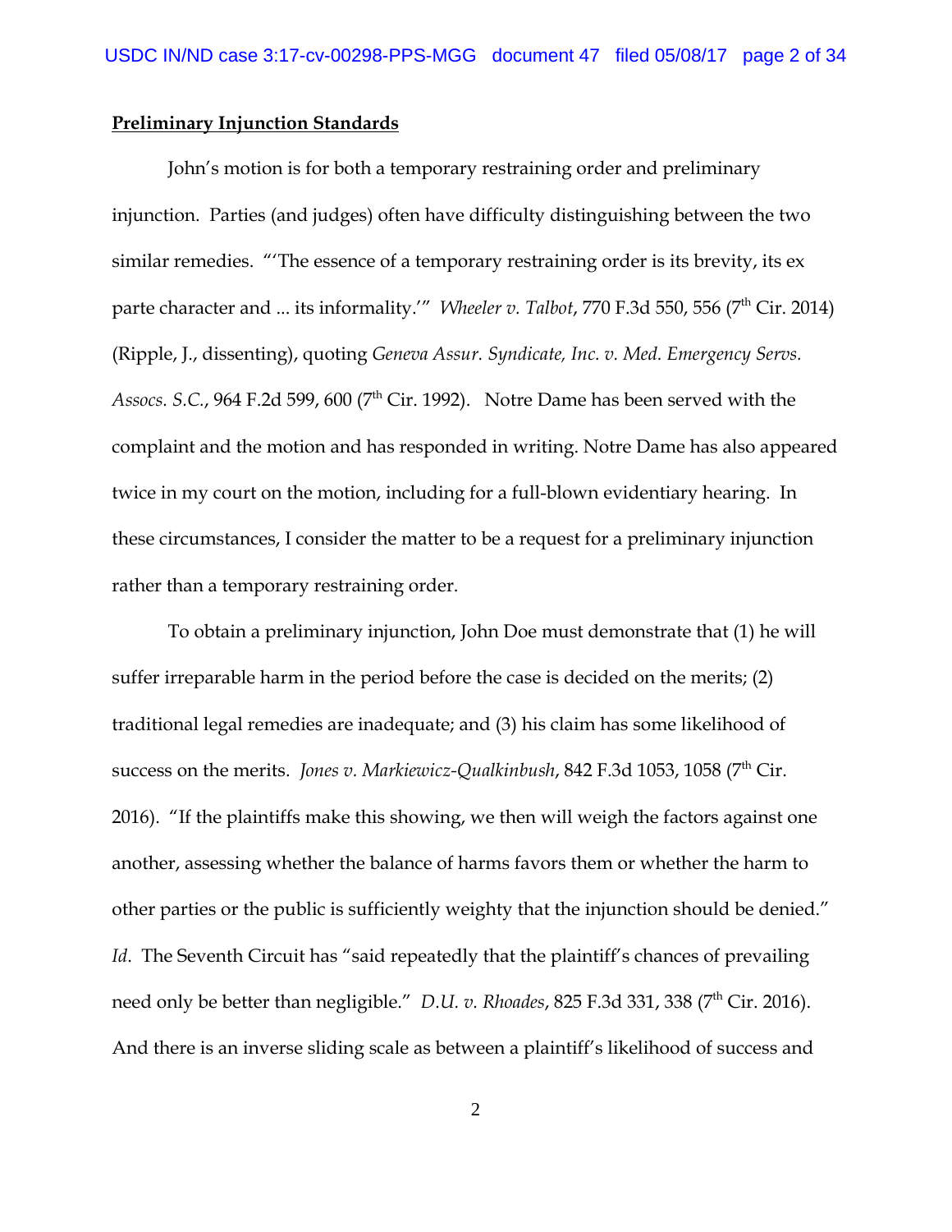**Preliminary Injunction Standards**

John's motion is for both a temporary restraining order and preliminary injunction. Parties (and judges) often have difficulty distinguishing between the two similar remedies. "'The essence of a temporary restraining order is its brevity, its ex parte character and ... its informality.'" *Wheeler v. Talbot*, 770 F.3d 550, 556 (7th Cir. 2014) (Ripple, J., dissenting), quoting *Geneva Assur. Syndicate, Inc. v. Med. Emergency Servs. Assocs. S.C.*, 964 F.2d 599, 600 (7th Cir. 1992). Notre Dame has been served with the complaint and the motion and has responded in writing. Notre Dame has also appeared twice in my court on the motion, including for a full-blown evidentiary hearing. In these circumstances, I consider the matter to be a request for a preliminary injunction rather than a temporary restraining order.

To obtain a preliminary injunction, John Doe must demonstrate that (1) he will suffer irreparable harm in the period before the case is decided on the merits; (2) traditional legal remedies are inadequate; and (3) his claim has some likelihood of success on the merits. *Jones v. Markiewicz-Qualkinbush*, 842 F.3d 1053, 1058 (7th Cir. 2016). "If the plaintiffs make this showing, we then will weigh the factors against one another, assessing whether the balance of harms favors them or whether the harm to other parties or the public is sufficiently weighty that the injunction should be denied." *Id*. The Seventh Circuit has "said repeatedly that the plaintiff's chances of prevailing need only be better than negligible." *D.U. v. Rhoades*, 825 F.3d 331, 338 (7th Cir. 2016). And there is an inverse sliding scale as between a plaintiff's likelihood of success and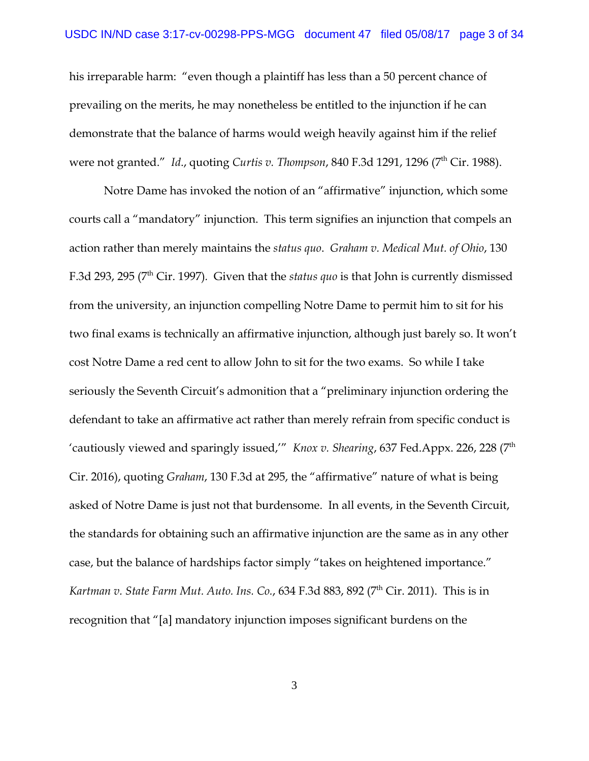his irreparable harm: "even though a plaintiff has less than a 50 percent chance of prevailing on the merits, he may nonetheless be entitled to the injunction if he can demonstrate that the balance of harms would weigh heavily against him if the relief were not granted." *Id.*, quoting *Curtis v. Thompson*, 840 F.3d 1291, 1296 (7th Cir. 1988).

Notre Dame has invoked the notion of an "affirmative" injunction, which some courts call a "mandatory" injunction. This term signifies an injunction that compels an action rather than merely maintains the *status quo*. *Graham v. Medical Mut. of Ohio*, 130 F.3d 293, 295 (7th Cir. 1997). Given that the *status quo* is that John is currently dismissed from the university, an injunction compelling Notre Dame to permit him to sit for his two final exams is technically an affirmative injunction, although just barely so. It won't cost Notre Dame a red cent to allow John to sit for the two exams. So while I take seriously the Seventh Circuit's admonition that a "preliminary injunction ordering the defendant to take an affirmative act rather than merely refrain from specific conduct is 'cautiously viewed and sparingly issued,'" *Knox v. Shearing*, 637 Fed.Appx. 226, 228 (7th Cir. 2016), quoting *Graham*, 130 F.3d at 295, the "affirmative" nature of what is being asked of Notre Dame is just not that burdensome. In all events, in the Seventh Circuit, the standards for obtaining such an affirmative injunction are the same as in any other case, but the balance of hardships factor simply "takes on heightened importance." *Kartman v. State Farm Mut. Auto. Ins. Co.*, 634 F.3d 883, 892 (7th Cir. 2011). This is in recognition that "[a] mandatory injunction imposes significant burdens on the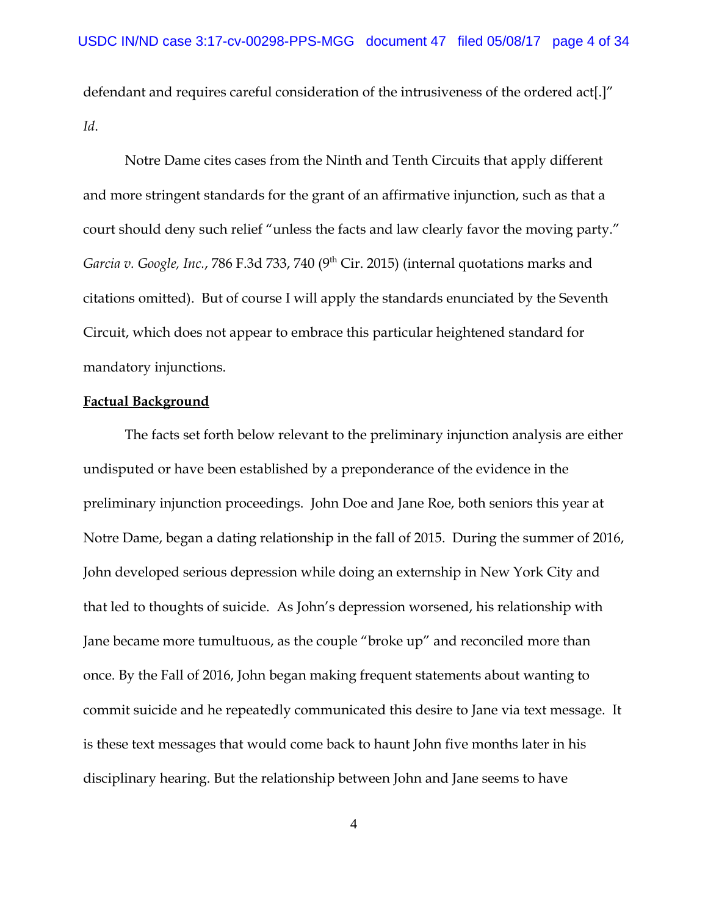defendant and requires careful consideration of the intrusiveness of the ordered act[.]" *Id*.

Notre Dame cites cases from the Ninth and Tenth Circuits that apply different and more stringent standards for the grant of an affirmative injunction, such as that a court should deny such relief "unless the facts and law clearly favor the moving party." *Garcia v. Google, Inc.*, 786 F.3d 733, 740 (9th Cir. 2015) (internal quotations marks and citations omitted). But of course I will apply the standards enunciated by the Seventh Circuit, which does not appear to embrace this particular heightened standard for mandatory injunctions.

**Factual Background**

The facts set forth below relevant to the preliminary injunction analysis are either undisputed or have been established by a preponderance of the evidence in the preliminary injunction proceedings. John Doe and Jane Roe, both seniors this year at Notre Dame, began a dating relationship in the fall of 2015. During the summer of 2016, John developed serious depression while doing an externship in New York City and that led to thoughts of suicide. As John's depression worsened, his relationship with Jane became more tumultuous, as the couple "broke up" and reconciled more than once. By the Fall of 2016, John began making frequent statements about wanting to commit suicide and he repeatedly communicated this desire to Jane via text message. It is these text messages that would come back to haunt John five months later in his disciplinary hearing. But the relationship between John and Jane seems to have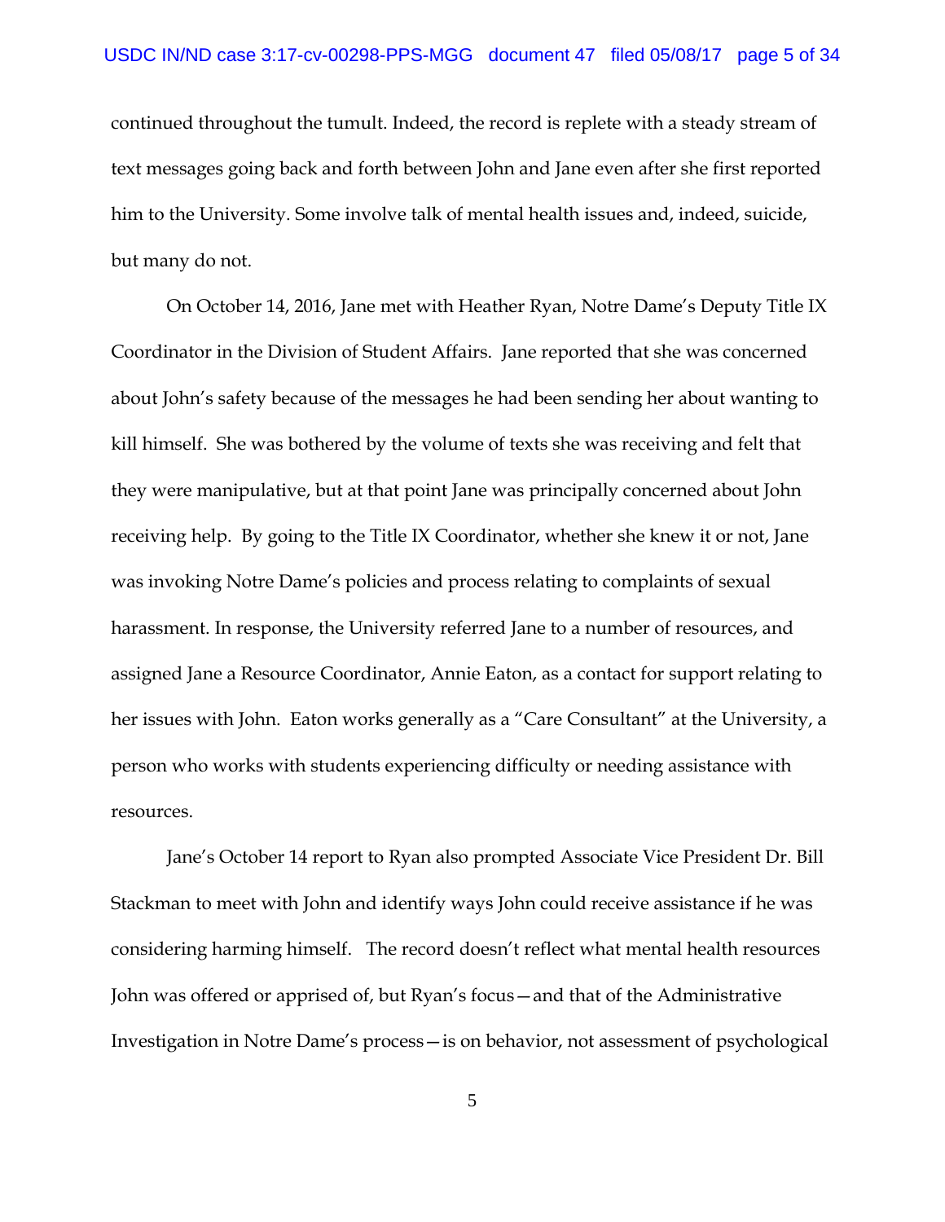continued throughout the tumult. Indeed, the record is replete with a steady stream of text messages going back and forth between John and Jane even after she first reported him to the University. Some involve talk of mental health issues and, indeed, suicide, but many do not.

On October 14, 2016, Jane met with Heather Ryan, Notre Dame's Deputy Title IX Coordinator in the Division of Student Affairs. Jane reported that she was concerned about John's safety because of the messages he had been sending her about wanting to kill himself. She was bothered by the volume of texts she was receiving and felt that they were manipulative, but at that point Jane was principally concerned about John receiving help. By going to the Title IX Coordinator, whether she knew it or not, Jane was invoking Notre Dame's policies and process relating to complaints of sexual harassment. In response, the University referred Jane to a number of resources, and assigned Jane a Resource Coordinator, Annie Eaton, as a contact for support relating to her issues with John. Eaton works generally as a "Care Consultant" at the University, a person who works with students experiencing difficulty or needing assistance with resources.

Jane's October 14 report to Ryan also prompted Associate Vice President Dr. Bill Stackman to meet with John and identify ways John could receive assistance if he was considering harming himself. The record doesn't reflect what mental health resources John was offered or apprised of, but Ryan's focus—and that of the Administrative Investigation in Notre Dame's process—is on behavior, not assessment of psychological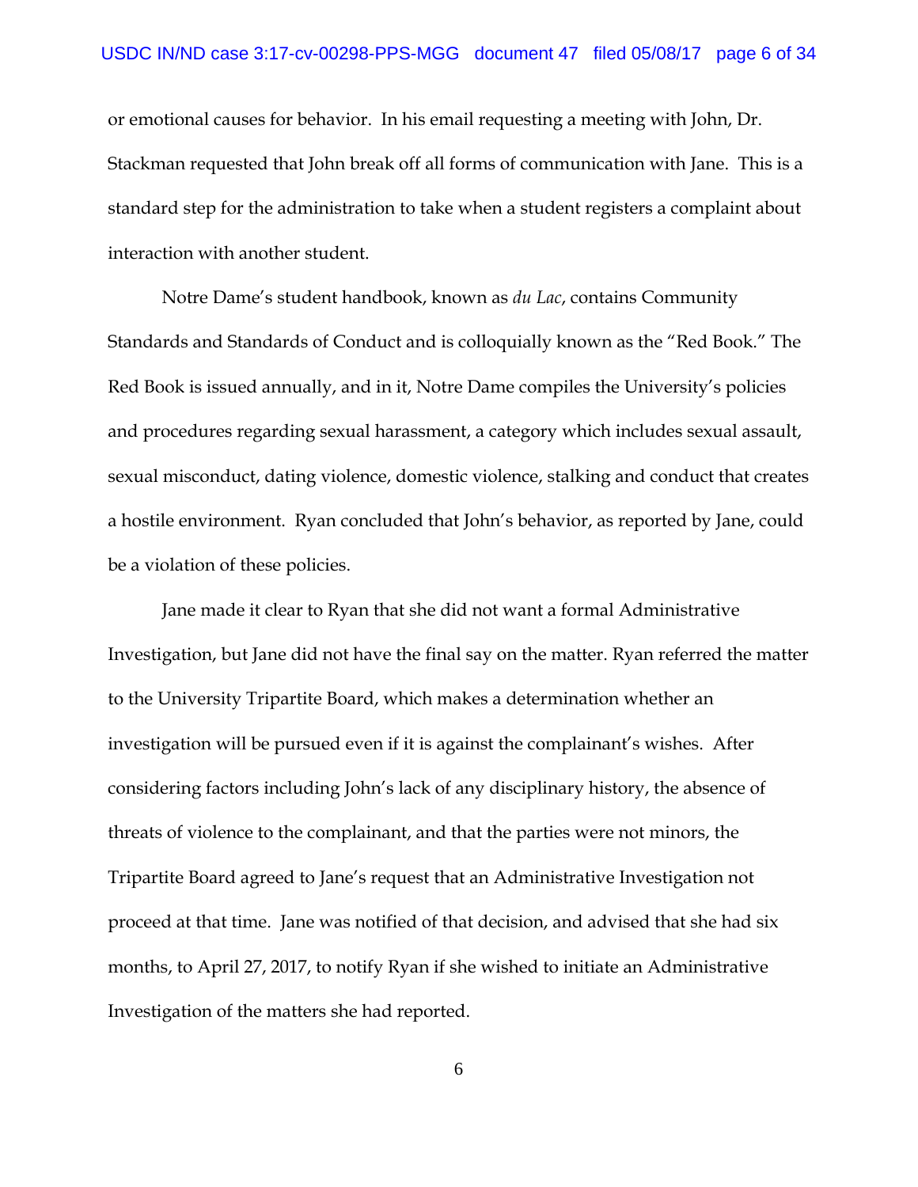or emotional causes for behavior. In his email requesting a meeting with John, Dr. Stackman requested that John break off all forms of communication with Jane. This is a standard step for the administration to take when a student registers a complaint about interaction with another student.

Notre Dame's student handbook, known as *du Lac*, contains Community Standards and Standards of Conduct and is colloquially known as the "Red Book." The Red Book is issued annually, and in it, Notre Dame compiles the University's policies and procedures regarding sexual harassment, a category which includes sexual assault, sexual misconduct, dating violence, domestic violence, stalking and conduct that creates a hostile environment. Ryan concluded that John's behavior, as reported by Jane, could be a violation of these policies.

Jane made it clear to Ryan that she did not want a formal Administrative Investigation, but Jane did not have the final say on the matter. Ryan referred the matter to the University Tripartite Board, which makes a determination whether an investigation will be pursued even if it is against the complainant's wishes. After considering factors including John's lack of any disciplinary history, the absence of threats of violence to the complainant, and that the parties were not minors, the Tripartite Board agreed to Jane's request that an Administrative Investigation not proceed at that time. Jane was notified of that decision, and advised that she had six months, to April 27, 2017, to notify Ryan if she wished to initiate an Administrative Investigation of the matters she had reported.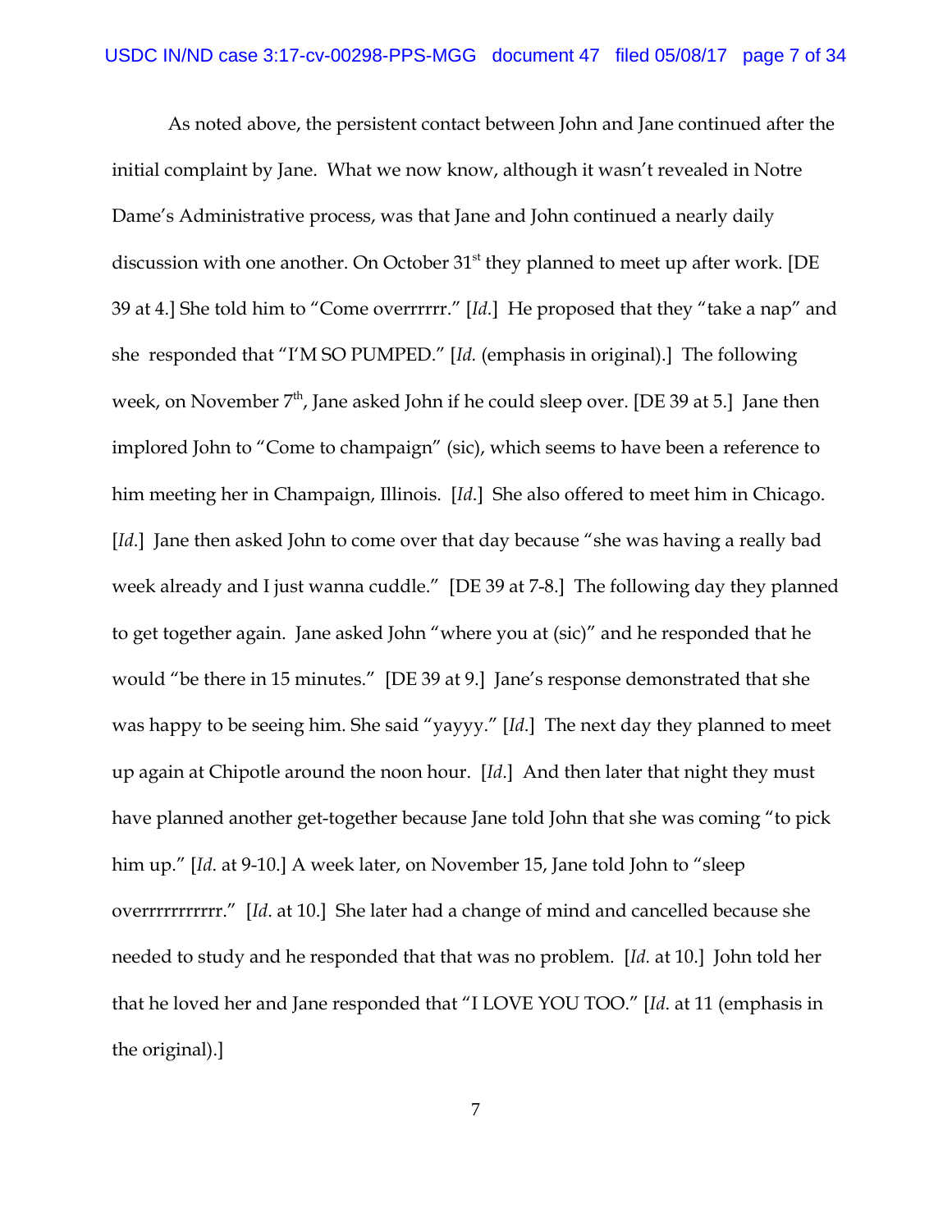As noted above, the persistent contact between John and Jane continued after the initial complaint by Jane. What we now know, although it wasn't revealed in Notre Dame's Administrative process, was that Jane and John continued a nearly daily discussion with one another. On October 31st they planned to meet up after work. [DE 39 at 4.] She told him to "Come overrrrrr." [*Id.*] He proposed that they "take a nap" and she responded that "I'M SO PUMPED." [*Id.* (emphasis in original).] The following week, on November 7th, Jane asked John if he could sleep over. [DE 39 at 5.] Jane then implored John to "Come to champaign" (sic), which seems to have been a reference to him meeting her in Champaign, Illinois. [*Id*.] She also offered to meet him in Chicago. [*Id*.] Jane then asked John to come over that day because "she was having a really bad week already and I just wanna cuddle." [DE 39 at 7-8.] The following day they planned to get together again. Jane asked John "where you at (sic)" and he responded that he would "be there in 15 minutes." [DE 39 at 9.] Jane's response demonstrated that she was happy to be seeing him. She said "yayyy." [*Id*.] The next day they planned to meet up again at Chipotle around the noon hour. [*Id*.] And then later that night they must have planned another get-together because Jane told John that she was coming "to pick him up." [*Id*. at 9-10.] A week later, on November 15, Jane told John to "sleep overrrrrrrrrrr." [*Id*. at 10.] She later had a change of mind and cancelled because she needed to study and he responded that that was no problem. [*Id.* at 10.] John told her that he loved her and Jane responded that "I LOVE YOU TOO." [*Id*. at 11 (emphasis in the original).]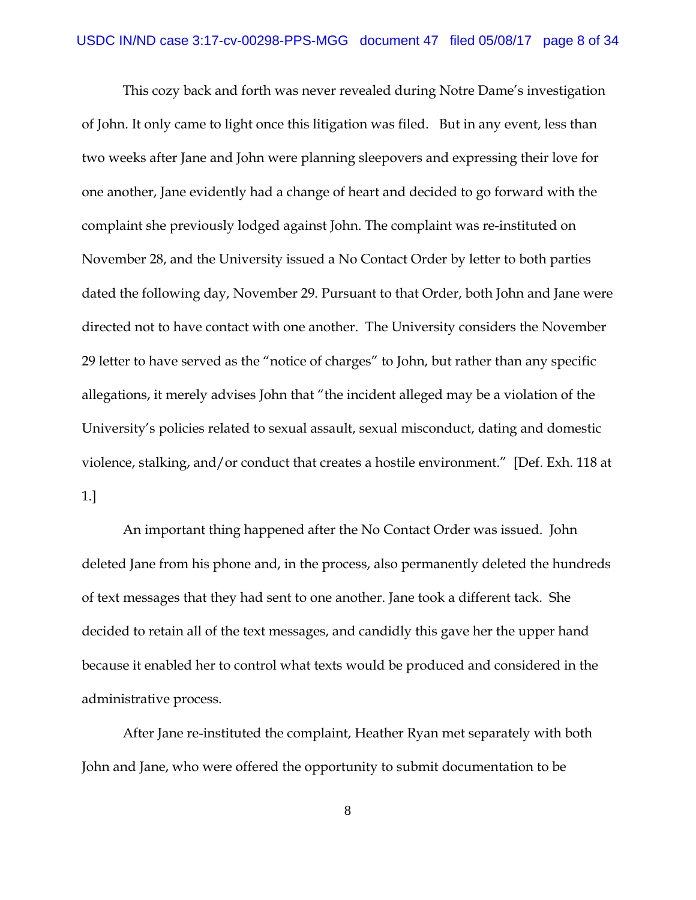This cozy back and forth was never revealed during Notre Dame's investigation of John. It only came to light once this litigation was filed. But in any event, less than two weeks after Jane and John were planning sleepovers and expressing their love for one another, Jane evidently had a change of heart and decided to go forward with the complaint she previously lodged against John. The complaint was re-instituted on November 28, and the University issued a No Contact Order by letter to both parties dated the following day, November 29. Pursuant to that Order, both John and Jane were directed not to have contact with one another. The University considers the November 29 letter to have served as the "notice of charges" to John, but rather than any specific allegations, it merely advises John that "the incident alleged may be a violation of the University's policies related to sexual assault, sexual misconduct, dating and domestic violence, stalking, and/or conduct that creates a hostile environment." [Def. Exh. 118 at 1.]

An important thing happened after the No Contact Order was issued. John deleted Jane from his phone and, in the process, also permanently deleted the hundreds of text messages that they had sent to one another. Jane took a different tack. She decided to retain all of the text messages, and candidly this gave her the upper hand because it enabled her to control what texts would be produced and considered in the administrative process.

After Jane re-instituted the complaint, Heather Ryan met separately with both John and Jane, who were offered the opportunity to submit documentation to be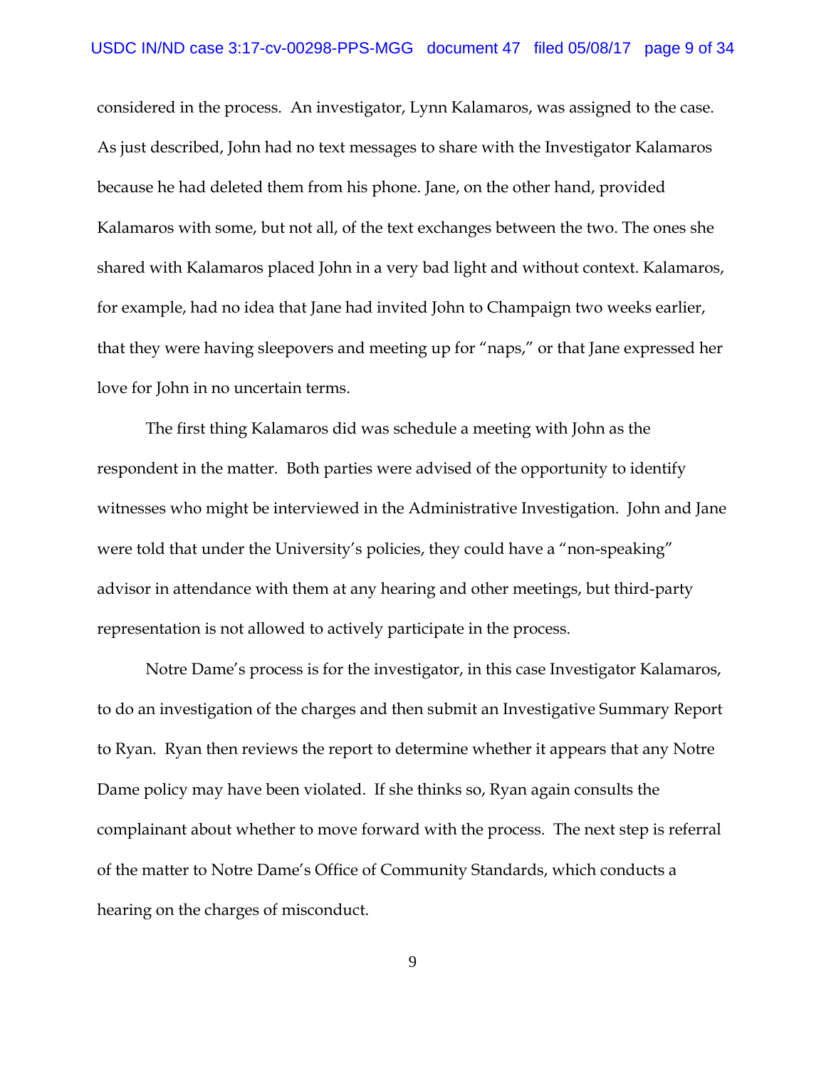considered in the process. An investigator, Lynn Kalamaros, was assigned to the case. As just described, John had no text messages to share with the Investigator Kalamaros because he had deleted them from his phone. Jane, on the other hand, provided Kalamaros with some, but not all, of the text exchanges between the two. The ones she shared with Kalamaros placed John in a very bad light and without context. Kalamaros, for example, had no idea that Jane had invited John to Champaign two weeks earlier, that they were having sleepovers and meeting up for "naps," or that Jane expressed her love for John in no uncertain terms.

The first thing Kalamaros did was schedule a meeting with John as the respondent in the matter. Both parties were advised of the opportunity to identify witnesses who might be interviewed in the Administrative Investigation. John and Jane were told that under the University's policies, they could have a "non-speaking" advisor in attendance with them at any hearing and other meetings, but third-party representation is not allowed to actively participate in the process.

Notre Dame's process is for the investigator, in this case Investigator Kalamaros, to do an investigation of the charges and then submit an Investigative Summary Report to Ryan. Ryan then reviews the report to determine whether it appears that any Notre Dame policy may have been violated. If she thinks so, Ryan again consults the complainant about whether to move forward with the process. The next step is referral of the matter to Notre Dame's Office of Community Standards, which conducts a hearing on the charges of misconduct.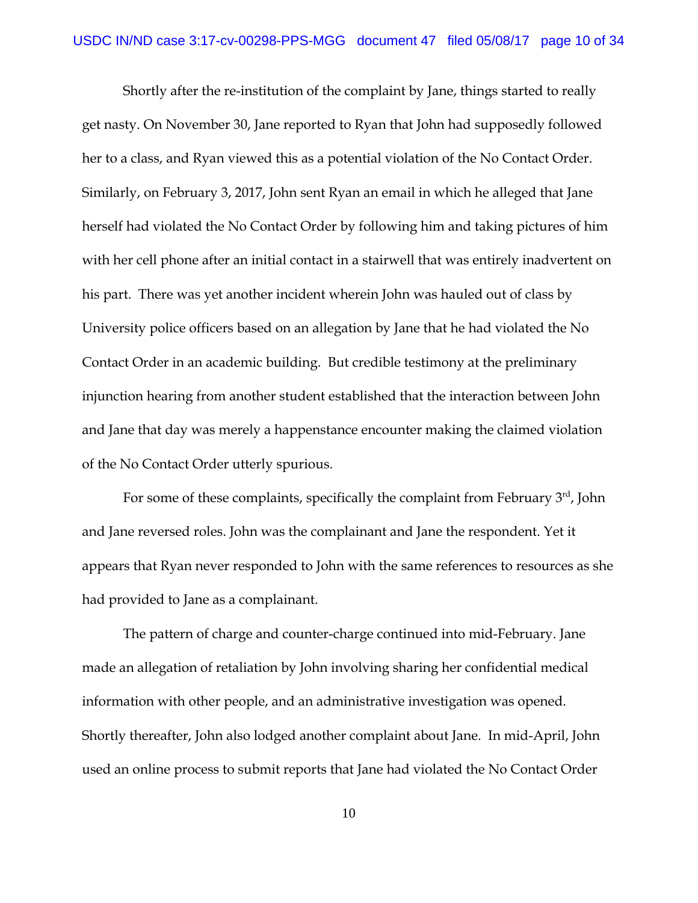Shortly after the re-institution of the complaint by Jane, things started to really get nasty. On November 30, Jane reported to Ryan that John had supposedly followed her to a class, and Ryan viewed this as a potential violation of the No Contact Order. Similarly, on February 3, 2017, John sent Ryan an email in which he alleged that Jane herself had violated the No Contact Order by following him and taking pictures of him with her cell phone after an initial contact in a stairwell that was entirely inadvertent on his part. There was yet another incident wherein John was hauled out of class by University police officers based on an allegation by Jane that he had violated the No Contact Order in an academic building. But credible testimony at the preliminary injunction hearing from another student established that the interaction between John and Jane that day was merely a happenstance encounter making the claimed violation of the No Contact Order utterly spurious.

For some of these complaints, specifically the complaint from February 3rd, John and Jane reversed roles. John was the complainant and Jane the respondent. Yet it appears that Ryan never responded to John with the same references to resources as she had provided to Jane as a complainant.

The pattern of charge and counter-charge continued into mid-February. Jane made an allegation of retaliation by John involving sharing her confidential medical information with other people, and an administrative investigation was opened. Shortly thereafter, John also lodged another complaint about Jane. In mid-April, John used an online process to submit reports that Jane had violated the No Contact Order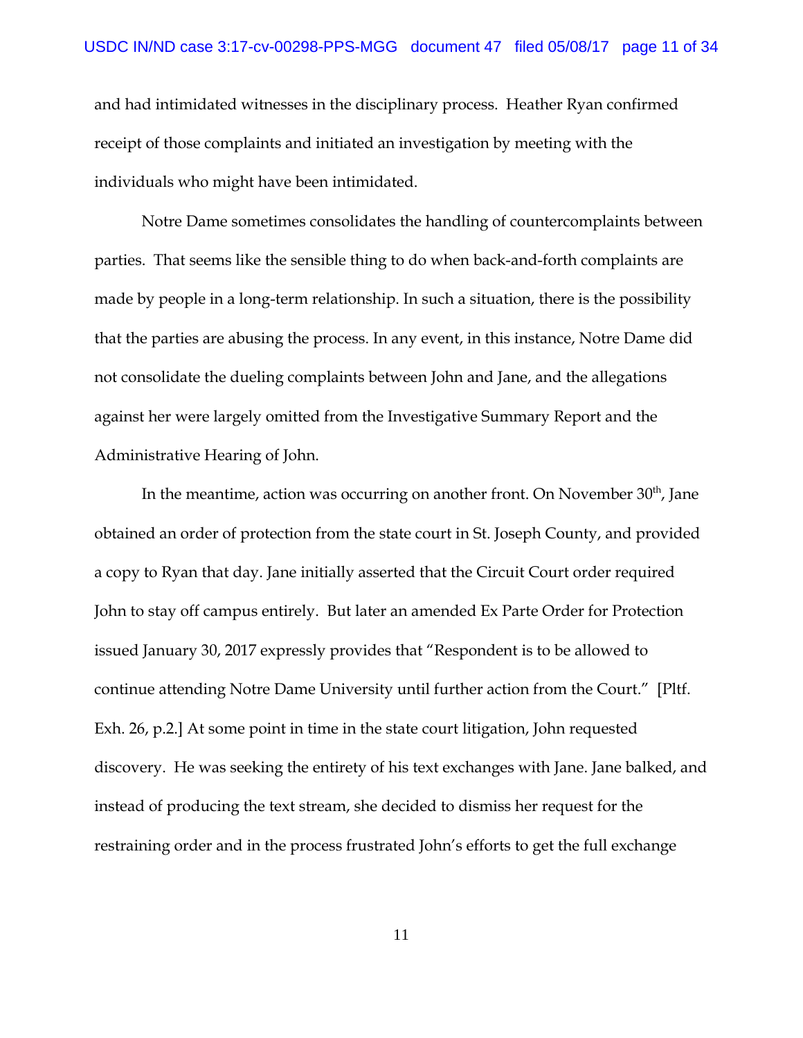and had intimidated witnesses in the disciplinary process. Heather Ryan confirmed receipt of those complaints and initiated an investigation by meeting with the individuals who might have been intimidated.

Notre Dame sometimes consolidates the handling of countercomplaints between parties. That seems like the sensible thing to do when back-and-forth complaints are made by people in a long-term relationship. In such a situation, there is the possibility that the parties are abusing the process. In any event, in this instance, Notre Dame did not consolidate the dueling complaints between John and Jane, and the allegations against her were largely omitted from the Investigative Summary Report and the Administrative Hearing of John.

In the meantime, action was occurring on another front. On November 30th, Jane obtained an order of protection from the state court in St. Joseph County, and provided a copy to Ryan that day. Jane initially asserted that the Circuit Court order required John to stay off campus entirely. But later an amended Ex Parte Order for Protection issued January 30, 2017 expressly provides that "Respondent is to be allowed to continue attending Notre Dame University until further action from the Court." [Pltf. Exh. 26, p.2.] At some point in time in the state court litigation, John requested discovery. He was seeking the entirety of his text exchanges with Jane. Jane balked, and instead of producing the text stream, she decided to dismiss her request for the restraining order and in the process frustrated John's efforts to get the full exchange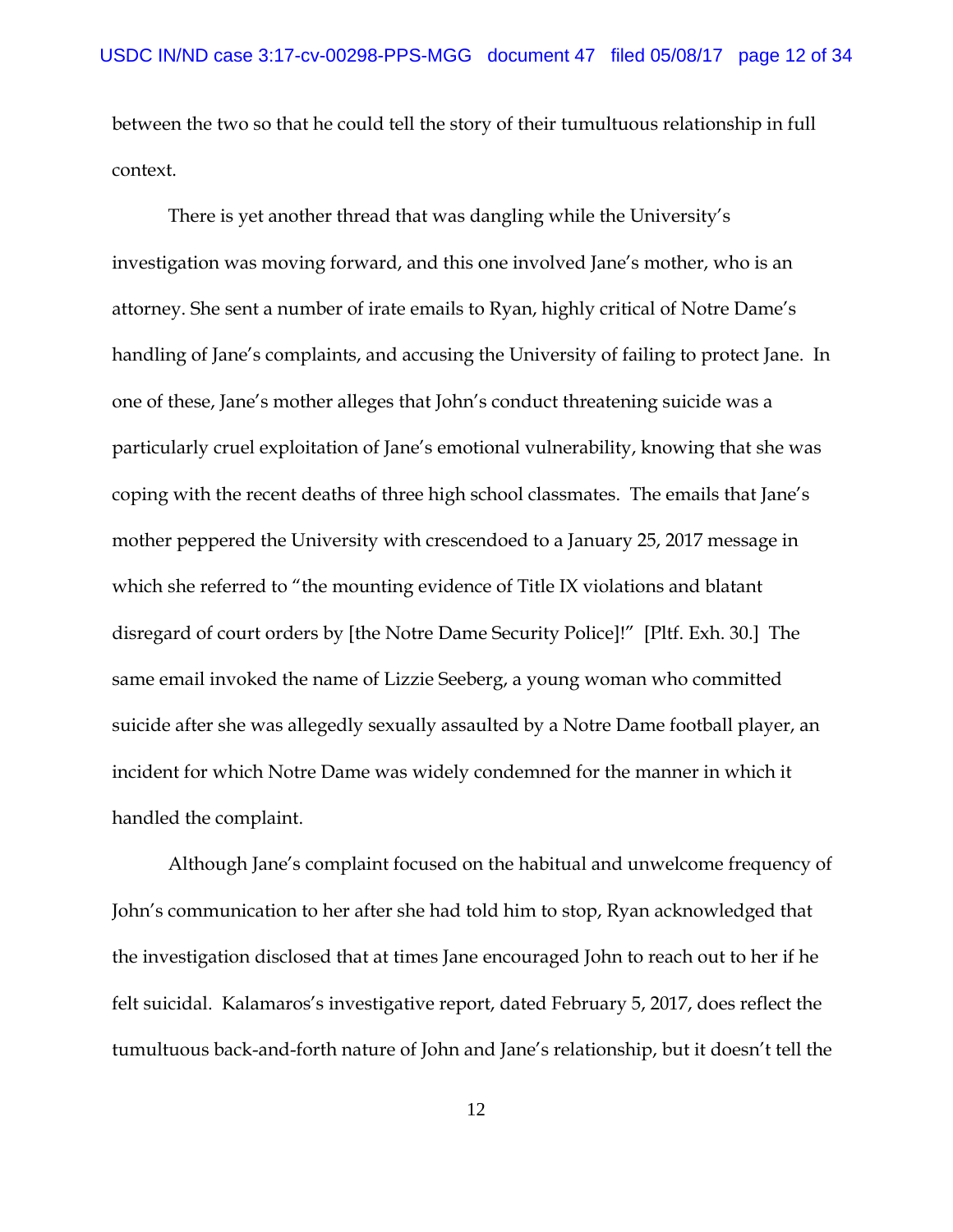between the two so that he could tell the story of their tumultuous relationship in full context.

There is yet another thread that was dangling while the University's investigation was moving forward, and this one involved Jane's mother, who is an attorney. She sent a number of irate emails to Ryan, highly critical of Notre Dame's handling of Jane's complaints, and accusing the University of failing to protect Jane. In one of these, Jane's mother alleges that John's conduct threatening suicide was a particularly cruel exploitation of Jane's emotional vulnerability, knowing that she was coping with the recent deaths of three high school classmates. The emails that Jane's mother peppered the University with crescendoed to a January 25, 2017 message in which she referred to "the mounting evidence of Title IX violations and blatant disregard of court orders by [the Notre Dame Security Police]!" [Pltf. Exh. 30.] The same email invoked the name of Lizzie Seeberg, a young woman who committed suicide after she was allegedly sexually assaulted by a Notre Dame football player, an incident for which Notre Dame was widely condemned for the manner in which it handled the complaint.

Although Jane's complaint focused on the habitual and unwelcome frequency of John's communication to her after she had told him to stop, Ryan acknowledged that the investigation disclosed that at times Jane encouraged John to reach out to her if he felt suicidal. Kalamaros's investigative report, dated February 5, 2017, does reflect the tumultuous back-and-forth nature of John and Jane's relationship, but it doesn't tell the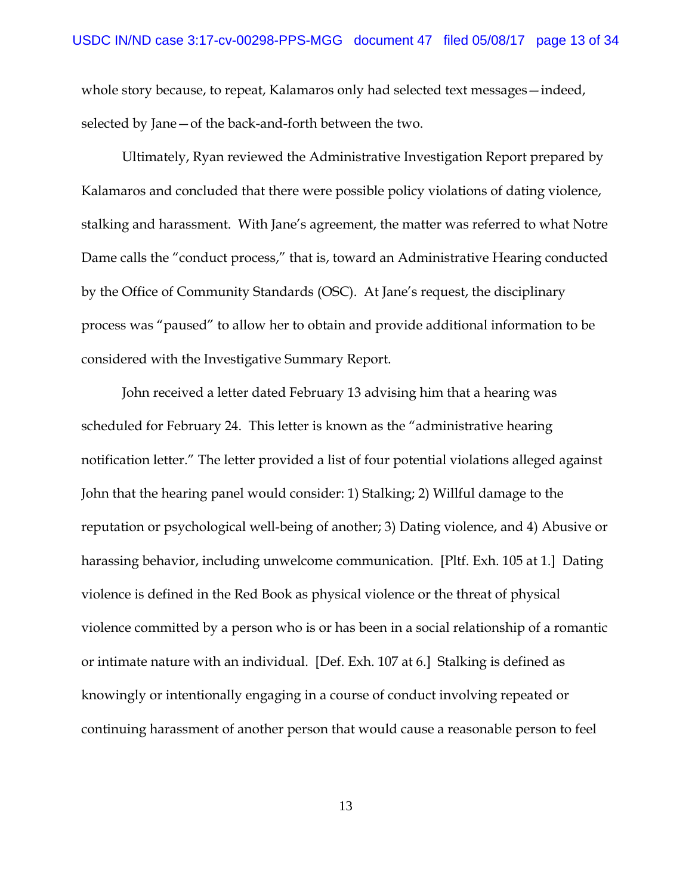whole story because, to repeat, Kalamaros only had selected text messages—indeed, selected by Jane—of the back-and-forth between the two.

Ultimately, Ryan reviewed the Administrative Investigation Report prepared by Kalamaros and concluded that there were possible policy violations of dating violence, stalking and harassment. With Jane's agreement, the matter was referred to what Notre Dame calls the "conduct process," that is, toward an Administrative Hearing conducted by the Office of Community Standards (OSC). At Jane's request, the disciplinary process was "paused" to allow her to obtain and provide additional information to be considered with the Investigative Summary Report.

John received a letter dated February 13 advising him that a hearing was scheduled for February 24. This letter is known as the "administrative hearing notification letter." The letter provided a list of four potential violations alleged against John that the hearing panel would consider: 1) Stalking; 2) Willful damage to the reputation or psychological well-being of another; 3) Dating violence, and 4) Abusive or harassing behavior, including unwelcome communication. [Pltf. Exh. 105 at 1.] Dating violence is defined in the Red Book as physical violence or the threat of physical violence committed by a person who is or has been in a social relationship of a romantic or intimate nature with an individual. [Def. Exh. 107 at 6.] Stalking is defined as knowingly or intentionally engaging in a course of conduct involving repeated or continuing harassment of another person that would cause a reasonable person to feel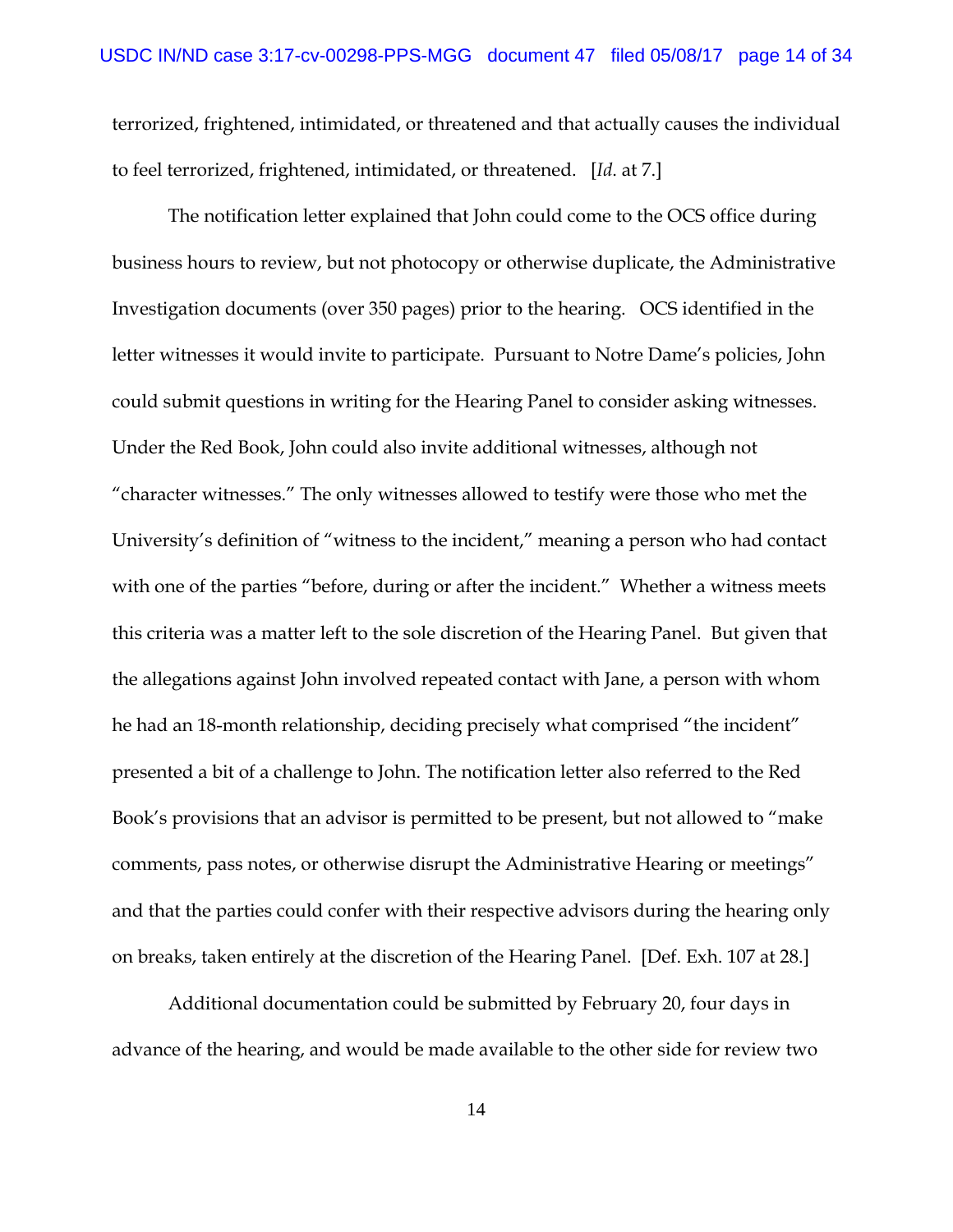terrorized, frightened, intimidated, or threatened and that actually causes the individual to feel terrorized, frightened, intimidated, or threatened. [*Id.* at 7.]

The notification letter explained that John could come to the OCS office during business hours to review, but not photocopy or otherwise duplicate, the Administrative Investigation documents (over 350 pages) prior to the hearing. OCS identified in the letter witnesses it would invite to participate. Pursuant to Notre Dame's policies, John could submit questions in writing for the Hearing Panel to consider asking witnesses. Under the Red Book, John could also invite additional witnesses, although not "character witnesses." The only witnesses allowed to testify were those who met the University's definition of "witness to the incident," meaning a person who had contact with one of the parties "before, during or after the incident." Whether a witness meets this criteria was a matter left to the sole discretion of the Hearing Panel. But given that the allegations against John involved repeated contact with Jane, a person with whom he had an 18-month relationship, deciding precisely what comprised "the incident" presented a bit of a challenge to John. The notification letter also referred to the Red Book's provisions that an advisor is permitted to be present, but not allowed to "make comments, pass notes, or otherwise disrupt the Administrative Hearing or meetings" and that the parties could confer with their respective advisors during the hearing only on breaks, taken entirely at the discretion of the Hearing Panel. [Def. Exh. 107 at 28.]

Additional documentation could be submitted by February 20, four days in advance of the hearing, and would be made available to the other side for review two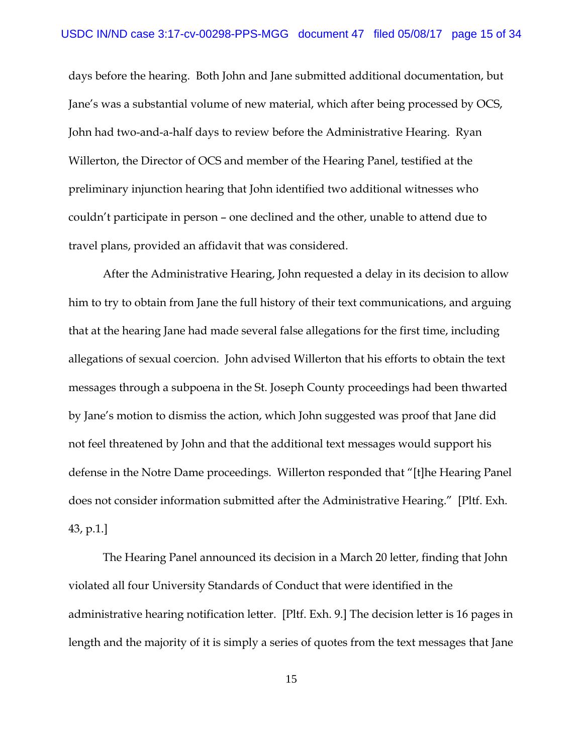days before the hearing. Both John and Jane submitted additional documentation, but Jane's was a substantial volume of new material, which after being processed by OCS, John had two-and-a-half days to review before the Administrative Hearing. Ryan Willerton, the Director of OCS and member of the Hearing Panel, testified at the preliminary injunction hearing that John identified two additional witnesses who couldn't participate in person – one declined and the other, unable to attend due to travel plans, provided an affidavit that was considered.

After the Administrative Hearing, John requested a delay in its decision to allow him to try to obtain from Jane the full history of their text communications, and arguing that at the hearing Jane had made several false allegations for the first time, including allegations of sexual coercion. John advised Willerton that his efforts to obtain the text messages through a subpoena in the St. Joseph County proceedings had been thwarted by Jane's motion to dismiss the action, which John suggested was proof that Jane did not feel threatened by John and that the additional text messages would support his defense in the Notre Dame proceedings. Willerton responded that "[t]he Hearing Panel does not consider information submitted after the Administrative Hearing." [Pltf. Exh. 43, p.1.]

The Hearing Panel announced its decision in a March 20 letter, finding that John violated all four University Standards of Conduct that were identified in the administrative hearing notification letter. [Pltf. Exh. 9.] The decision letter is 16 pages in length and the majority of it is simply a series of quotes from the text messages that Jane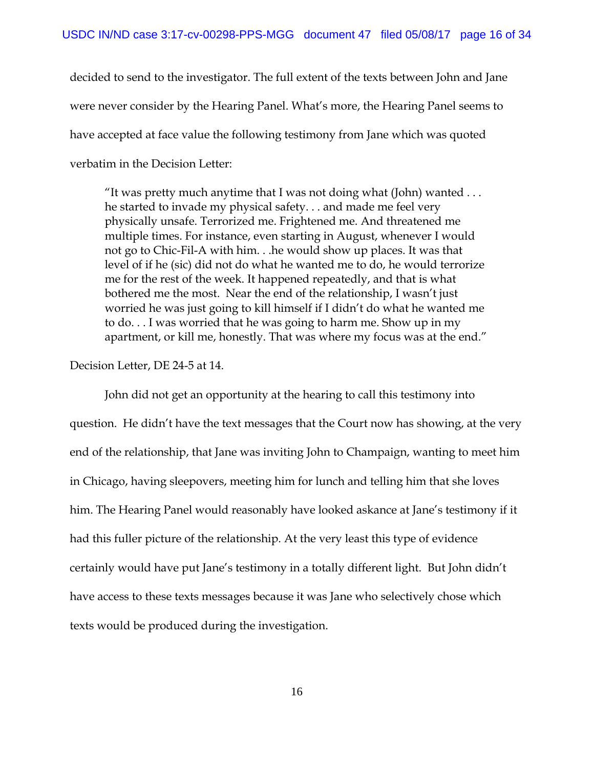decided to send to the investigator. The full extent of the texts between John and Jane were never consider by the Hearing Panel. What's more, the Hearing Panel seems to have accepted at face value the following testimony from Jane which was quoted verbatim in the Decision Letter:

> "It was pretty much anytime that I was not doing what (John) wanted . . . he started to invade my physical safety. . . and made me feel very physically unsafe. Terrorized me. Frightened me. And threatened me multiple times. For instance, even starting in August, whenever I would not go to Chic-Fil-A with him. . .he would show up places. It was that level of if he (sic) did not do what he wanted me to do, he would terrorize me for the rest of the week. It happened repeatedly, and that is what bothered me the most. Near the end of the relationship, I wasn't just worried he was just going to kill himself if I didn't do what he wanted me to do. . . I was worried that he was going to harm me. Show up in my apartment, or kill me, honestly. That was where my focus was at the end."

Decision Letter, DE 24-5 at 14.

John did not get an opportunity at the hearing to call this testimony into question. He didn't have the text messages that the Court now has showing, at the very end of the relationship, that Jane was inviting John to Champaign, wanting to meet him in Chicago, having sleepovers, meeting him for lunch and telling him that she loves him. The Hearing Panel would reasonably have looked askance at Jane's testimony if it had this fuller picture of the relationship. At the very least this type of evidence certainly would have put Jane's testimony in a totally different light. But John didn't have access to these texts messages because it was Jane who selectively chose which texts would be produced during the investigation.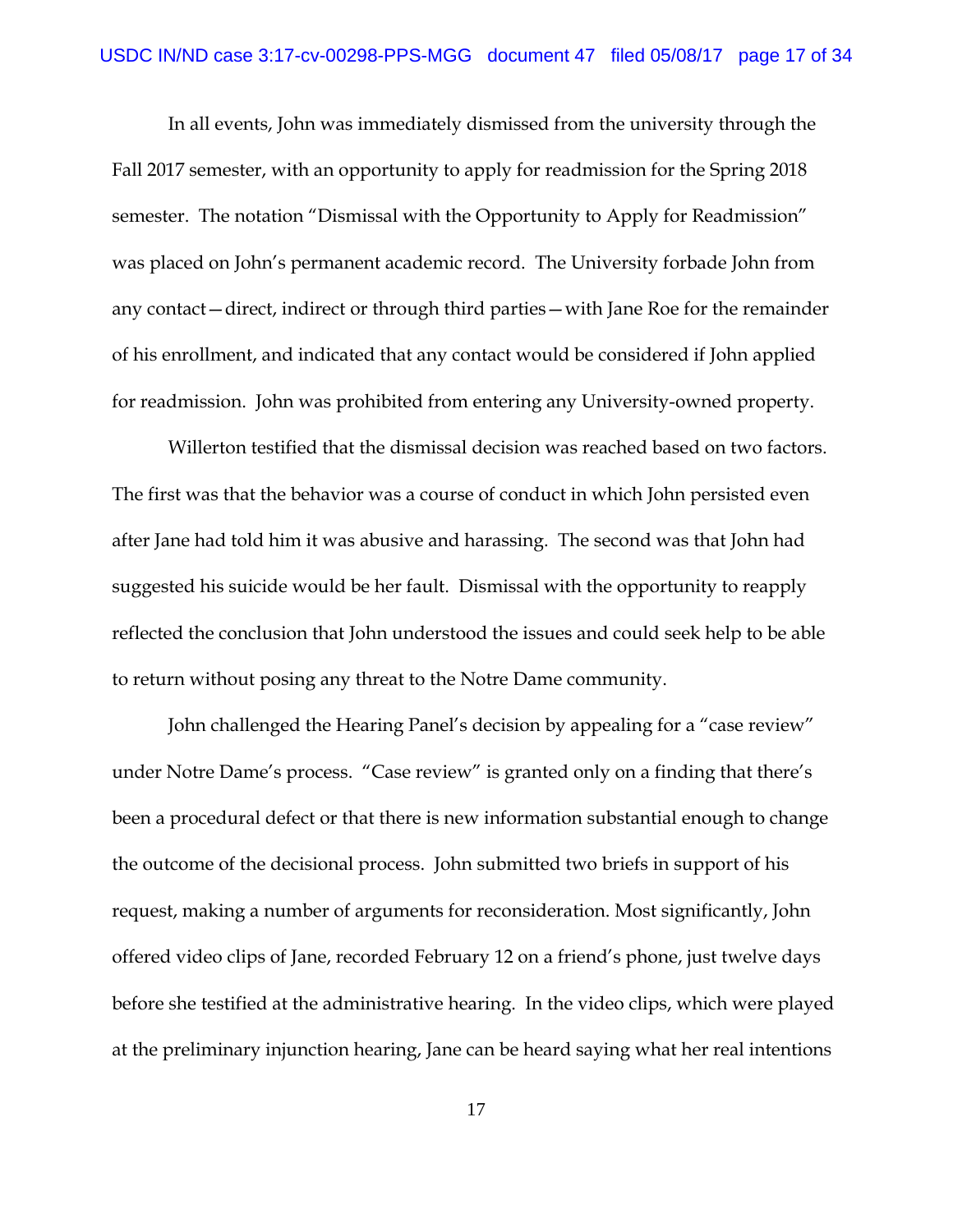In all events, John was immediately dismissed from the university through the Fall 2017 semester, with an opportunity to apply for readmission for the Spring 2018 semester. The notation "Dismissal with the Opportunity to Apply for Readmission" was placed on John's permanent academic record. The University forbade John from any contact—direct, indirect or through third parties—with Jane Roe for the remainder of his enrollment, and indicated that any contact would be considered if John applied for readmission. John was prohibited from entering any University-owned property.

Willerton testified that the dismissal decision was reached based on two factors. The first was that the behavior was a course of conduct in which John persisted even after Jane had told him it was abusive and harassing. The second was that John had suggested his suicide would be her fault. Dismissal with the opportunity to reapply reflected the conclusion that John understood the issues and could seek help to be able to return without posing any threat to the Notre Dame community.

John challenged the Hearing Panel's decision by appealing for a "case review" under Notre Dame's process. "Case review" is granted only on a finding that there's been a procedural defect or that there is new information substantial enough to change the outcome of the decisional process. John submitted two briefs in support of his request, making a number of arguments for reconsideration. Most significantly, John offered video clips of Jane, recorded February 12 on a friend's phone, just twelve days before she testified at the administrative hearing. In the video clips, which were played at the preliminary injunction hearing, Jane can be heard saying what her real intentions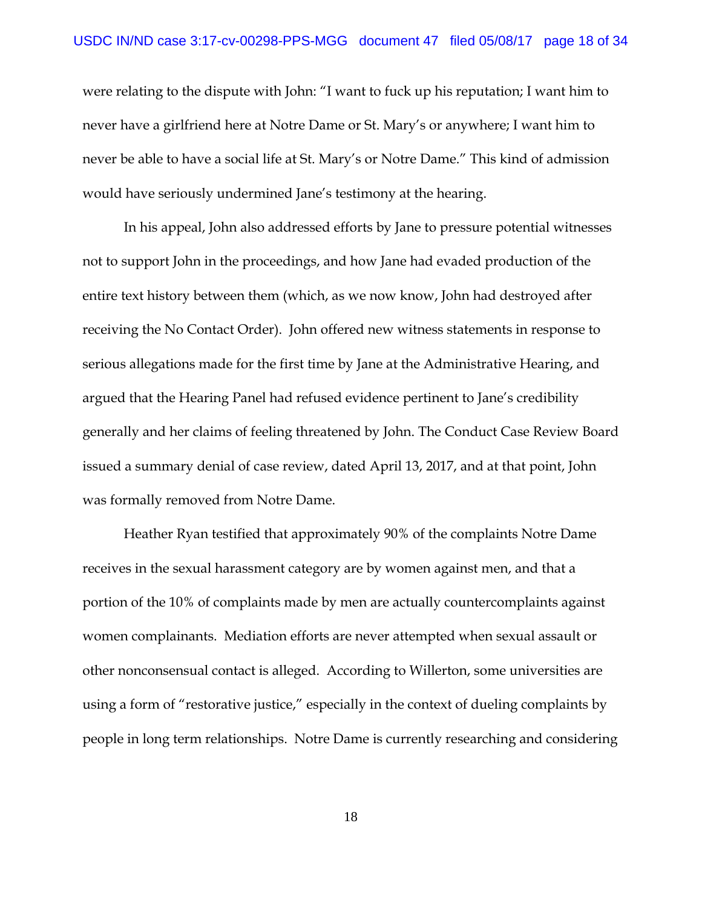were relating to the dispute with John: "I want to fuck up his reputation; I want him to never have a girlfriend here at Notre Dame or St. Mary's or anywhere; I want him to never be able to have a social life at St. Mary's or Notre Dame." This kind of admission would have seriously undermined Jane's testimony at the hearing.

In his appeal, John also addressed efforts by Jane to pressure potential witnesses not to support John in the proceedings, and how Jane had evaded production of the entire text history between them (which, as we now know, John had destroyed after receiving the No Contact Order). John offered new witness statements in response to serious allegations made for the first time by Jane at the Administrative Hearing, and argued that the Hearing Panel had refused evidence pertinent to Jane's credibility generally and her claims of feeling threatened by John. The Conduct Case Review Board issued a summary denial of case review, dated April 13, 2017, and at that point, John was formally removed from Notre Dame.

Heather Ryan testified that approximately 90% of the complaints Notre Dame receives in the sexual harassment category are by women against men, and that a portion of the 10% of complaints made by men are actually countercomplaints against women complainants. Mediation efforts are never attempted when sexual assault or other nonconsensual contact is alleged. According to Willerton, some universities are using a form of "restorative justice," especially in the context of dueling complaints by people in long term relationships. Notre Dame is currently researching and considering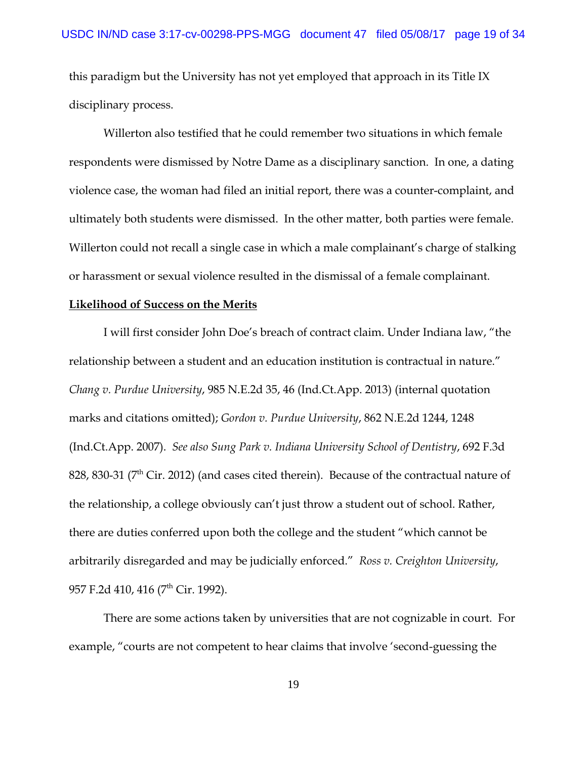this paradigm but the University has not yet employed that approach in its Title IX disciplinary process.

Willerton also testified that he could remember two situations in which female respondents were dismissed by Notre Dame as a disciplinary sanction. In one, a dating violence case, the woman had filed an initial report, there was a counter-complaint, and ultimately both students were dismissed. In the other matter, both parties were female. Willerton could not recall a single case in which a male complainant's charge of stalking or harassment or sexual violence resulted in the dismissal of a female complainant.

**Likelihood of Success on the Merits**

I will first consider John Doe's breach of contract claim. Under Indiana law, "the relationship between a student and an education institution is contractual in nature." *Chang v. Purdue University*, 985 N.E.2d 35, 46 (Ind.Ct.App. 2013) (internal quotation marks and citations omitted); *Gordon v. Purdue University*, 862 N.E.2d 1244, 1248 (Ind.Ct.App. 2007). *See also Sung Park v. Indiana University School of Dentistry*, 692 F.3d 828, 830-31 (7th Cir. 2012) (and cases cited therein). Because of the contractual nature of the relationship, a college obviously can't just throw a student out of school. Rather, there are duties conferred upon both the college and the student "which cannot be arbitrarily disregarded and may be judicially enforced." *Ross v. Creighton University*, 957 F.2d 410, 416 (7th Cir. 1992).

There are some actions taken by universities that are not cognizable in court. For example, "courts are not competent to hear claims that involve 'second-guessing the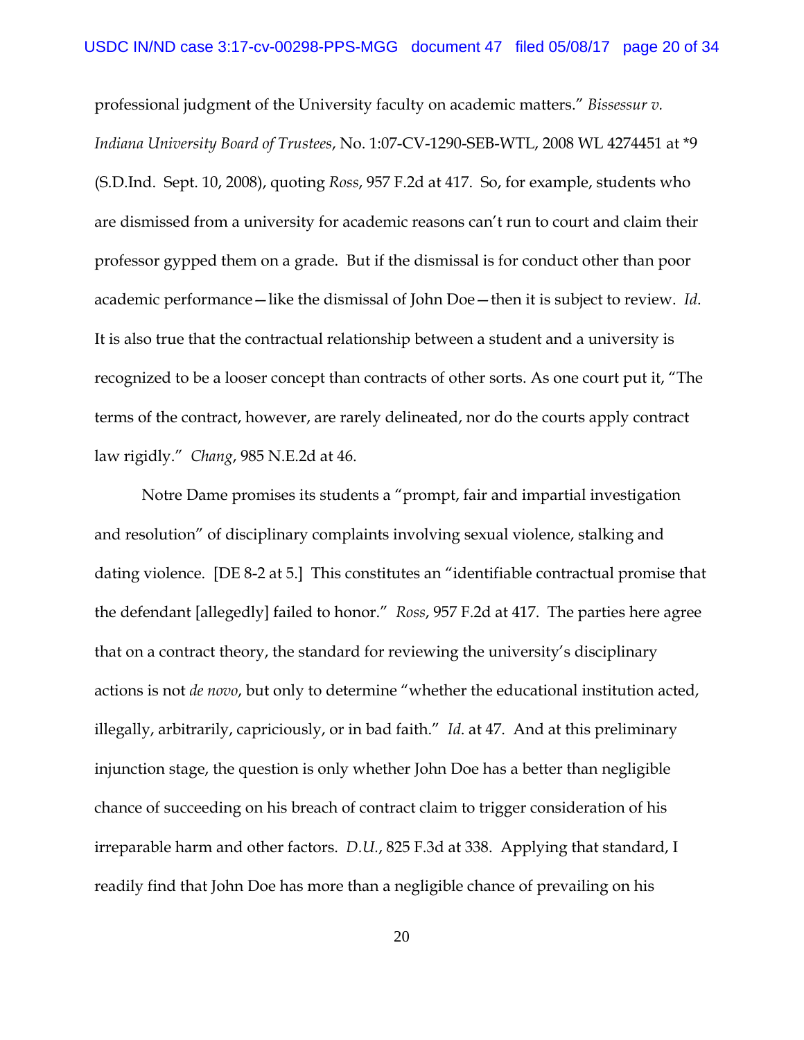professional judgment of the University faculty on academic matters." *Bissessur v. Indiana University Board of Trustees*, No. 1:07-CV-1290-SEB-WTL, 2008 WL 4274451 at *9 (S.D.Ind. Sept. 10, 2008), quoting *Ross*, 957 F.2d at 417. So, for example, students who are dismissed from a university for academic reasons can't run to court and claim their professor gypped them on a grade. But if the dismissal is for conduct other than poor academic performance—like the dismissal of John Doe—then it is subject to review. *Id.* It is also true that the contractual relationship between a student and a university is recognized to be a looser concept than contracts of other sorts. As one court put it, "The terms of the contract, however, are rarely delineated, nor do the courts apply contract law rigidly." *Chang*, 985 N.E.2d at 46.

Notre Dame promises its students a "prompt, fair and impartial investigation and resolution" of disciplinary complaints involving sexual violence, stalking and dating violence. [DE 8-2 at 5.] This constitutes an "identifiable contractual promise that the defendant [allegedly] failed to honor." *Ross*, 957 F.2d at 417. The parties here agree that on a contract theory, the standard for reviewing the university's disciplinary actions is not *de novo*, but only to determine "whether the educational institution acted, illegally, arbitrarily, capriciously, or in bad faith." *Id.* at 47. And at this preliminary injunction stage, the question is only whether John Doe has a better than negligible chance of succeeding on his breach of contract claim to trigger consideration of his irreparable harm and other factors. *D.U.*, 825 F.3d at 338. Applying that standard, I readily find that John Doe has more than a negligible chance of prevailing on his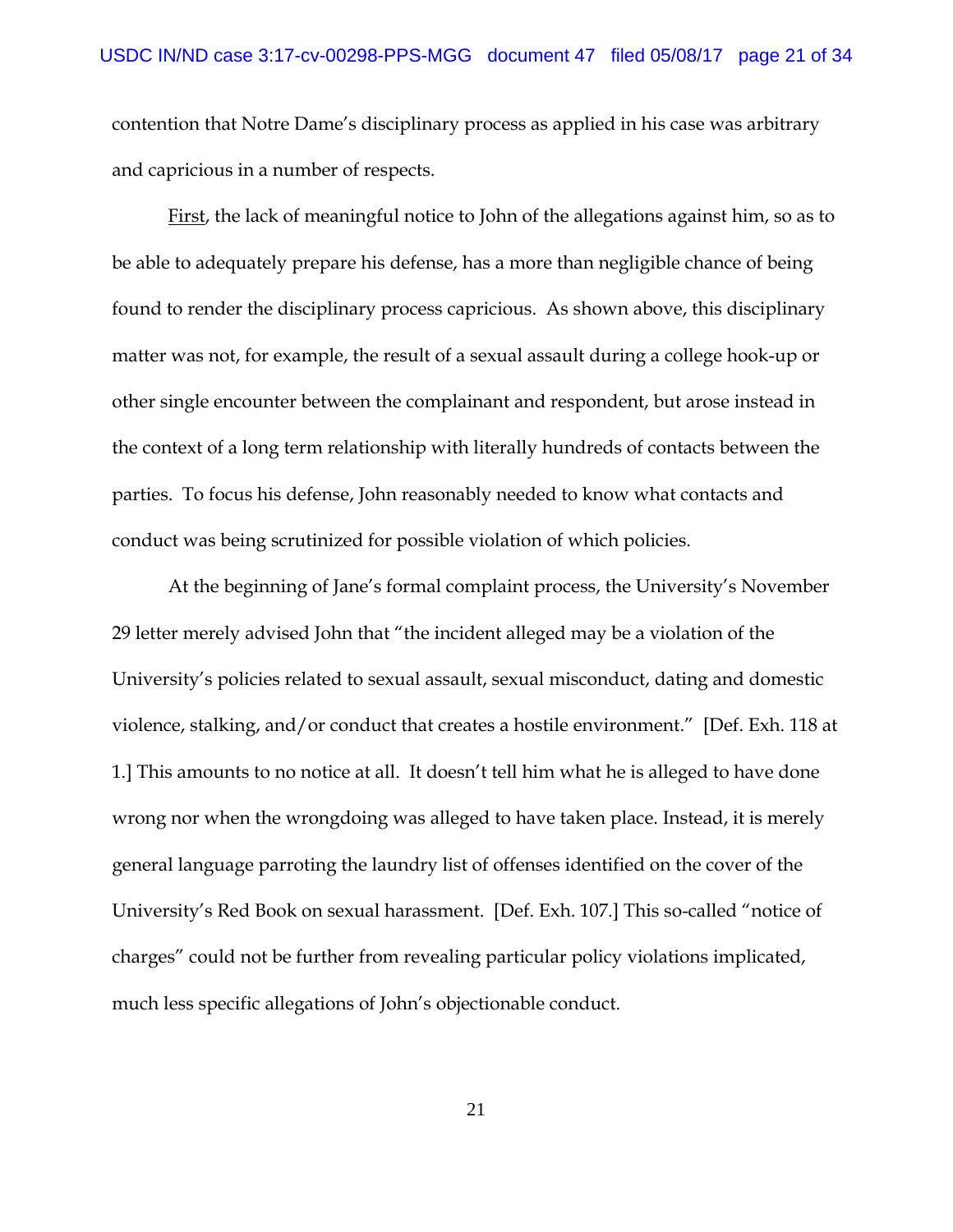contention that Notre Dame's disciplinary process as applied in his case was arbitrary and capricious in a number of respects.

First, the lack of meaningful notice to John of the allegations against him, so as to be able to adequately prepare his defense, has a more than negligible chance of being found to render the disciplinary process capricious. As shown above, this disciplinary matter was not, for example, the result of a sexual assault during a college hook-up or other single encounter between the complainant and respondent, but arose instead in the context of a long term relationship with literally hundreds of contacts between the parties. To focus his defense, John reasonably needed to know what contacts and conduct was being scrutinized for possible violation of which policies.

At the beginning of Jane's formal complaint process, the University's November 29 letter merely advised John that "the incident alleged may be a violation of the University's policies related to sexual assault, sexual misconduct, dating and domestic violence, stalking, and/or conduct that creates a hostile environment." [Def. Exh. 118 at 1.] This amounts to no notice at all. It doesn't tell him what he is alleged to have done wrong nor when the wrongdoing was alleged to have taken place. Instead, it is merely general language parroting the laundry list of offenses identified on the cover of the University's Red Book on sexual harassment. [Def. Exh. 107.] This so-called "notice of charges" could not be further from revealing particular policy violations implicated, much less specific allegations of John's objectionable conduct.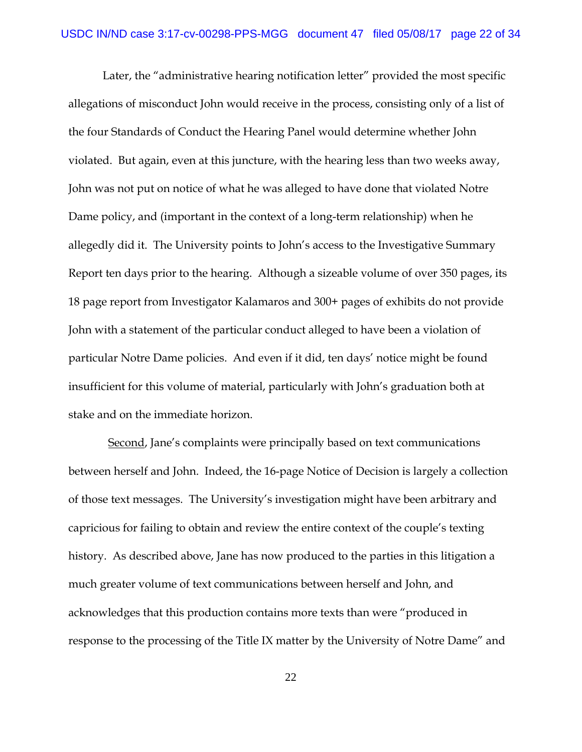Later, the "administrative hearing notification letter" provided the most specific allegations of misconduct John would receive in the process, consisting only of a list of the four Standards of Conduct the Hearing Panel would determine whether John violated. But again, even at this juncture, with the hearing less than two weeks away, John was not put on notice of what he was alleged to have done that violated Notre Dame policy, and (important in the context of a long-term relationship) when he allegedly did it. The University points to John's access to the Investigative Summary Report ten days prior to the hearing. Although a sizeable volume of over 350 pages, its 18 page report from Investigator Kalamaros and 300+ pages of exhibits do not provide John with a statement of the particular conduct alleged to have been a violation of particular Notre Dame policies. And even if it did, ten days' notice might be found insufficient for this volume of material, particularly with John's graduation both at stake and on the immediate horizon.

Second, Jane's complaints were principally based on text communications between herself and John. Indeed, the 16-page Notice of Decision is largely a collection of those text messages. The University's investigation might have been arbitrary and capricious for failing to obtain and review the entire context of the couple's texting history. As described above, Jane has now produced to the parties in this litigation a much greater volume of text communications between herself and John, and acknowledges that this production contains more texts than were "produced in response to the processing of the Title IX matter by the University of Notre Dame" and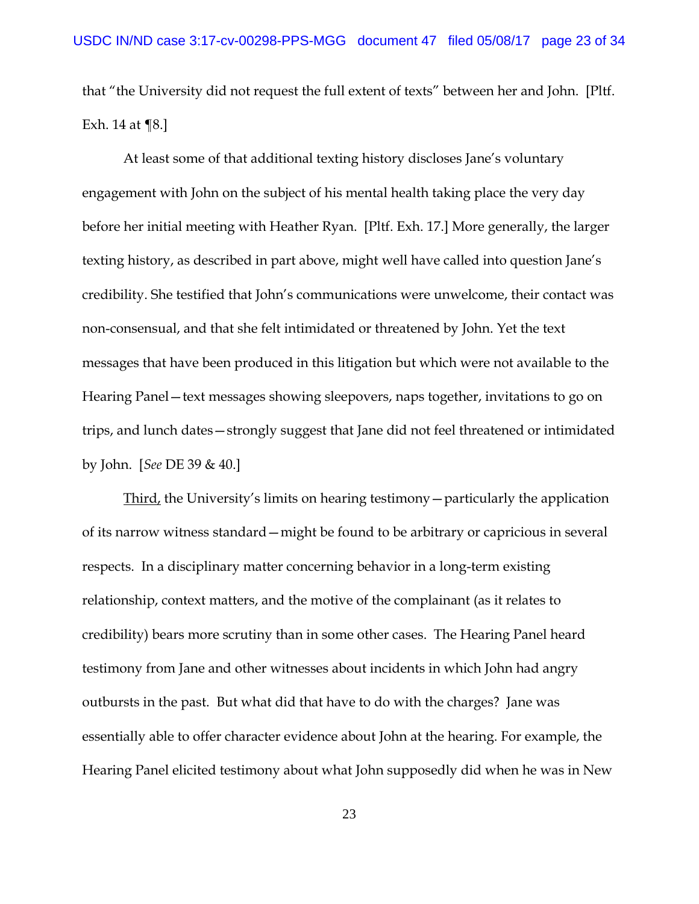that "the University did not request the full extent of texts" between her and John. [Pltf. Exh. 14 at ¶8.]

At least some of that additional texting history discloses Jane's voluntary engagement with John on the subject of his mental health taking place the very day before her initial meeting with Heather Ryan. [Pltf. Exh. 17.] More generally, the larger texting history, as described in part above, might well have called into question Jane's credibility. She testified that John's communications were unwelcome, their contact was non-consensual, and that she felt intimidated or threatened by John. Yet the text messages that have been produced in this litigation but which were not available to the Hearing Panel—text messages showing sleepovers, naps together, invitations to go on trips, and lunch dates—strongly suggest that Jane did not feel threatened or intimidated by John. [*See* DE 39 & 40.]

<u>Third,</u> the University's limits on hearing testimony—particularly the application of its narrow witness standard—might be found to be arbitrary or capricious in several respects. In a disciplinary matter concerning behavior in a long-term existing relationship, context matters, and the motive of the complainant (as it relates to credibility) bears more scrutiny than in some other cases. The Hearing Panel heard testimony from Jane and other witnesses about incidents in which John had angry outbursts in the past. But what did that have to do with the charges? Jane was essentially able to offer character evidence about John at the hearing. For example, the Hearing Panel elicited testimony about what John supposedly did when he was in New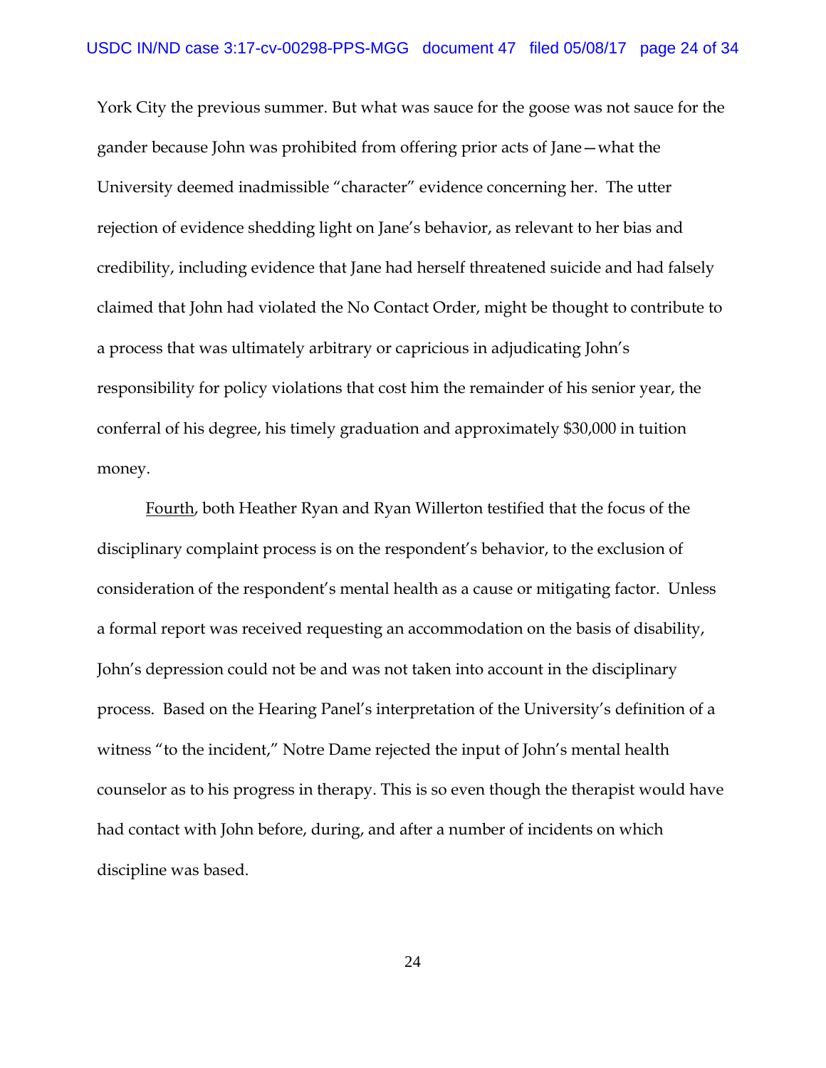York City the previous summer. But what was sauce for the goose was not sauce for the gander because John was prohibited from offering prior acts of Jane—what the University deemed inadmissible "character" evidence concerning her. The utter rejection of evidence shedding light on Jane's behavior, as relevant to her bias and credibility, including evidence that Jane had herself threatened suicide and had falsely claimed that John had violated the No Contact Order, might be thought to contribute to a process that was ultimately arbitrary or capricious in adjudicating John's responsibility for policy violations that cost him the remainder of his senior year, the conferral of his degree, his timely graduation and approximately $30,000 in tuition money.

Fourth, both Heather Ryan and Ryan Willerton testified that the focus of the disciplinary complaint process is on the respondent's behavior, to the exclusion of consideration of the respondent's mental health as a cause or mitigating factor. Unless a formal report was received requesting an accommodation on the basis of disability, John's depression could not be and was not taken into account in the disciplinary process. Based on the Hearing Panel's interpretation of the University's definition of a witness "to the incident," Notre Dame rejected the input of John's mental health counselor as to his progress in therapy. This is so even though the therapist would have had contact with John before, during, and after a number of incidents on which discipline was based.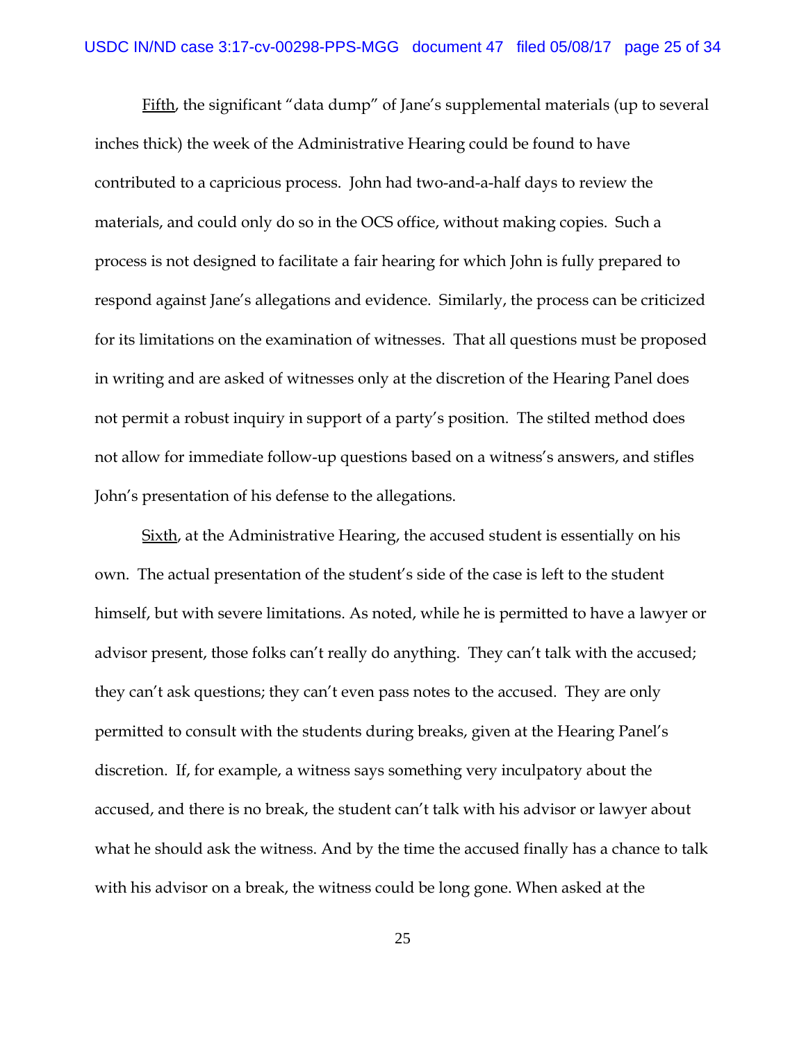Fifth, the significant "data dump" of Jane's supplemental materials (up to several inches thick) the week of the Administrative Hearing could be found to have contributed to a capricious process. John had two-and-a-half days to review the materials, and could only do so in the OCS office, without making copies. Such a process is not designed to facilitate a fair hearing for which John is fully prepared to respond against Jane's allegations and evidence. Similarly, the process can be criticized for its limitations on the examination of witnesses. That all questions must be proposed in writing and are asked of witnesses only at the discretion of the Hearing Panel does not permit a robust inquiry in support of a party's position. The stilted method does not allow for immediate follow-up questions based on a witness's answers, and stifles John's presentation of his defense to the allegations.

Sixth, at the Administrative Hearing, the accused student is essentially on his own. The actual presentation of the student's side of the case is left to the student himself, but with severe limitations. As noted, while he is permitted to have a lawyer or advisor present, those folks can't really do anything. They can't talk with the accused; they can't ask questions; they can't even pass notes to the accused. They are only permitted to consult with the students during breaks, given at the Hearing Panel's discretion. If, for example, a witness says something very inculpatory about the accused, and there is no break, the student can't talk with his advisor or lawyer about what he should ask the witness. And by the time the accused finally has a chance to talk with his advisor on a break, the witness could be long gone. When asked at the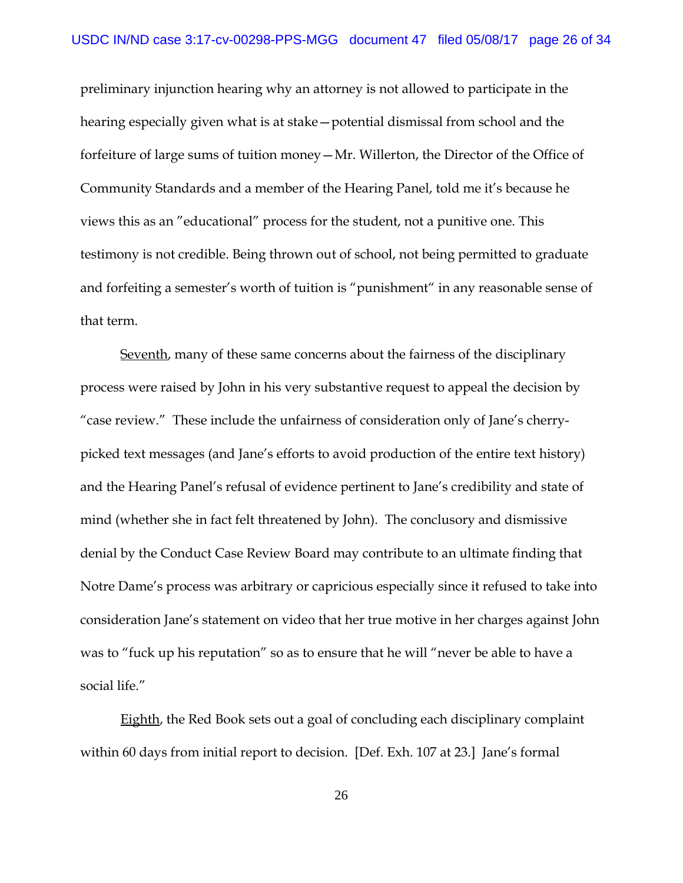preliminary injunction hearing why an attorney is not allowed to participate in the hearing especially given what is at stake—potential dismissal from school and the forfeiture of large sums of tuition money—Mr. Willerton, the Director of the Office of Community Standards and a member of the Hearing Panel, told me it's because he views this as an "educational" process for the student, not a punitive one. This testimony is not credible. Being thrown out of school, not being permitted to graduate and forfeiting a semester's worth of tuition is "punishment" in any reasonable sense of that term.

Seventh, many of these same concerns about the fairness of the disciplinary process were raised by John in his very substantive request to appeal the decision by "case review." These include the unfairness of consideration only of Jane's cherry-picked text messages (and Jane's efforts to avoid production of the entire text history) and the Hearing Panel's refusal of evidence pertinent to Jane's credibility and state of mind (whether she in fact felt threatened by John). The conclusory and dismissive denial by the Conduct Case Review Board may contribute to an ultimate finding that Notre Dame's process was arbitrary or capricious especially since it refused to take into consideration Jane's statement on video that her true motive in her charges against John was to "fuck up his reputation" so as to ensure that he will "never be able to have a social life."

Eighth, the Red Book sets out a goal of concluding each disciplinary complaint within 60 days from initial report to decision. [Def. Exh. 107 at 23.] Jane's formal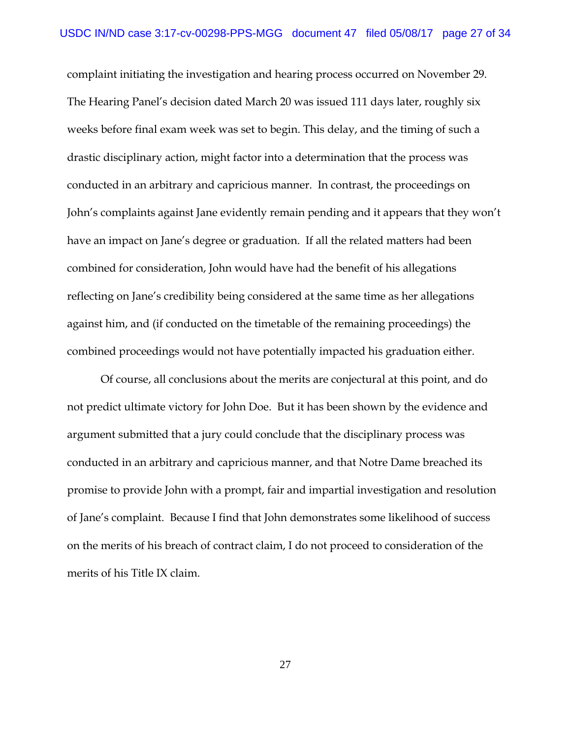complaint initiating the investigation and hearing process occurred on November 29. The Hearing Panel's decision dated March 20 was issued 111 days later, roughly six weeks before final exam week was set to begin. This delay, and the timing of such a drastic disciplinary action, might factor into a determination that the process was conducted in an arbitrary and capricious manner. In contrast, the proceedings on John's complaints against Jane evidently remain pending and it appears that they won't have an impact on Jane's degree or graduation. If all the related matters had been combined for consideration, John would have had the benefit of his allegations reflecting on Jane's credibility being considered at the same time as her allegations against him, and (if conducted on the timetable of the remaining proceedings) the combined proceedings would not have potentially impacted his graduation either.

Of course, all conclusions about the merits are conjectural at this point, and do not predict ultimate victory for John Doe. But it has been shown by the evidence and argument submitted that a jury could conclude that the disciplinary process was conducted in an arbitrary and capricious manner, and that Notre Dame breached its promise to provide John with a prompt, fair and impartial investigation and resolution of Jane's complaint. Because I find that John demonstrates some likelihood of success on the merits of his breach of contract claim, I do not proceed to consideration of the merits of his Title IX claim.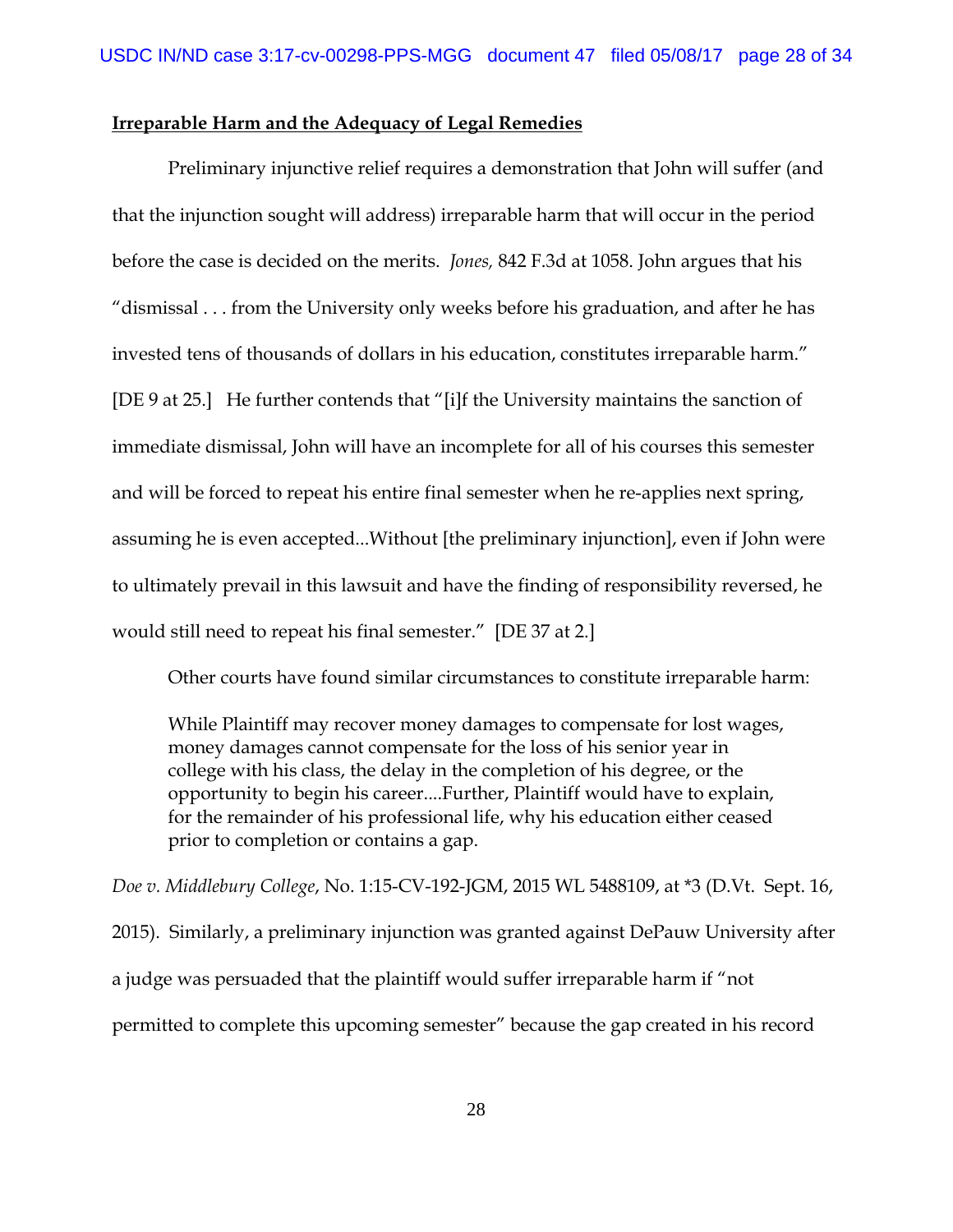**Irreparable Harm and the Adequacy of Legal Remedies**

Preliminary injunctive relief requires a demonstration that John will suffer (and that the injunction sought will address) irreparable harm that will occur in the period before the case is decided on the merits. *Jones,* 842 F.3d at 1058. John argues that his "dismissal . . . from the University only weeks before his graduation, and after he has invested tens of thousands of dollars in his education, constitutes irreparable harm." [DE 9 at 25.] He further contends that "[i]f the University maintains the sanction of immediate dismissal, John will have an incomplete for all of his courses this semester and will be forced to repeat his entire final semester when he re-applies next spring, assuming he is even accepted...Without [the preliminary injunction], even if John were to ultimately prevail in this lawsuit and have the finding of responsibility reversed, he would still need to repeat his final semester." [DE 37 at 2.]

Other courts have found similar circumstances to constitute irreparable harm:

> While Plaintiff may recover money damages to compensate for lost wages, money damages cannot compensate for the loss of his senior year in college with his class, the delay in the completion of his degree, or the opportunity to begin his career....Further, Plaintiff would have to explain, for the remainder of his professional life, why his education either ceased prior to completion or contains a gap.

*Doe v. Middlebury College*, No. 1:15-CV-192-JGM, 2015 WL 5488109, at *3 (D.Vt. Sept. 16, 2015). Similarly, a preliminary injunction was granted against DePauw University after a judge was persuaded that the plaintiff would suffer irreparable harm if "not permitted to complete this upcoming semester" because the gap created in his record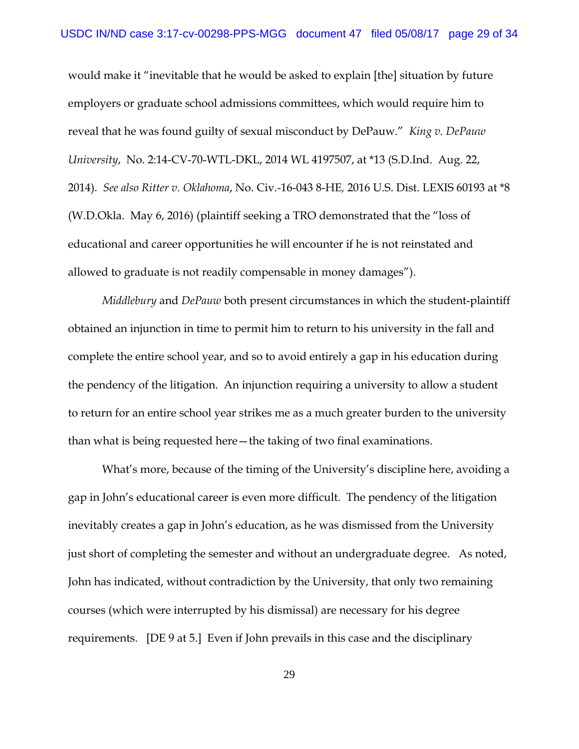would make it "inevitable that he would be asked to explain [the] situation by future employers or graduate school admissions committees, which would require him to reveal that he was found guilty of sexual misconduct by DePauw." *King v. DePauw University*, No. 2:14-CV-70-WTL-DKL, 2014 WL 4197507, at *13 (S.D.Ind. Aug. 22, 2014). *See also Ritter v. Oklahoma*, No. Civ.-16-043 8-HE, 2016 U.S. Dist. LEXIS 60193 at *8 (W.D.Okla. May 6, 2016) (plaintiff seeking a TRO demonstrated that the "loss of educational and career opportunities he will encounter if he is not reinstated and allowed to graduate is not readily compensable in money damages").

*Middlebury* and *DePauw* both present circumstances in which the student-plaintiff obtained an injunction in time to permit him to return to his university in the fall and complete the entire school year, and so to avoid entirely a gap in his education during the pendency of the litigation. An injunction requiring a university to allow a student to return for an entire school year strikes me as a much greater burden to the university than what is being requested here—the taking of two final examinations.

What's more, because of the timing of the University's discipline here, avoiding a gap in John's educational career is even more difficult. The pendency of the litigation inevitably creates a gap in John's education, as he was dismissed from the University just short of completing the semester and without an undergraduate degree. As noted, John has indicated, without contradiction by the University, that only two remaining courses (which were interrupted by his dismissal) are necessary for his degree requirements. [DE 9 at 5.] Even if John prevails in this case and the disciplinary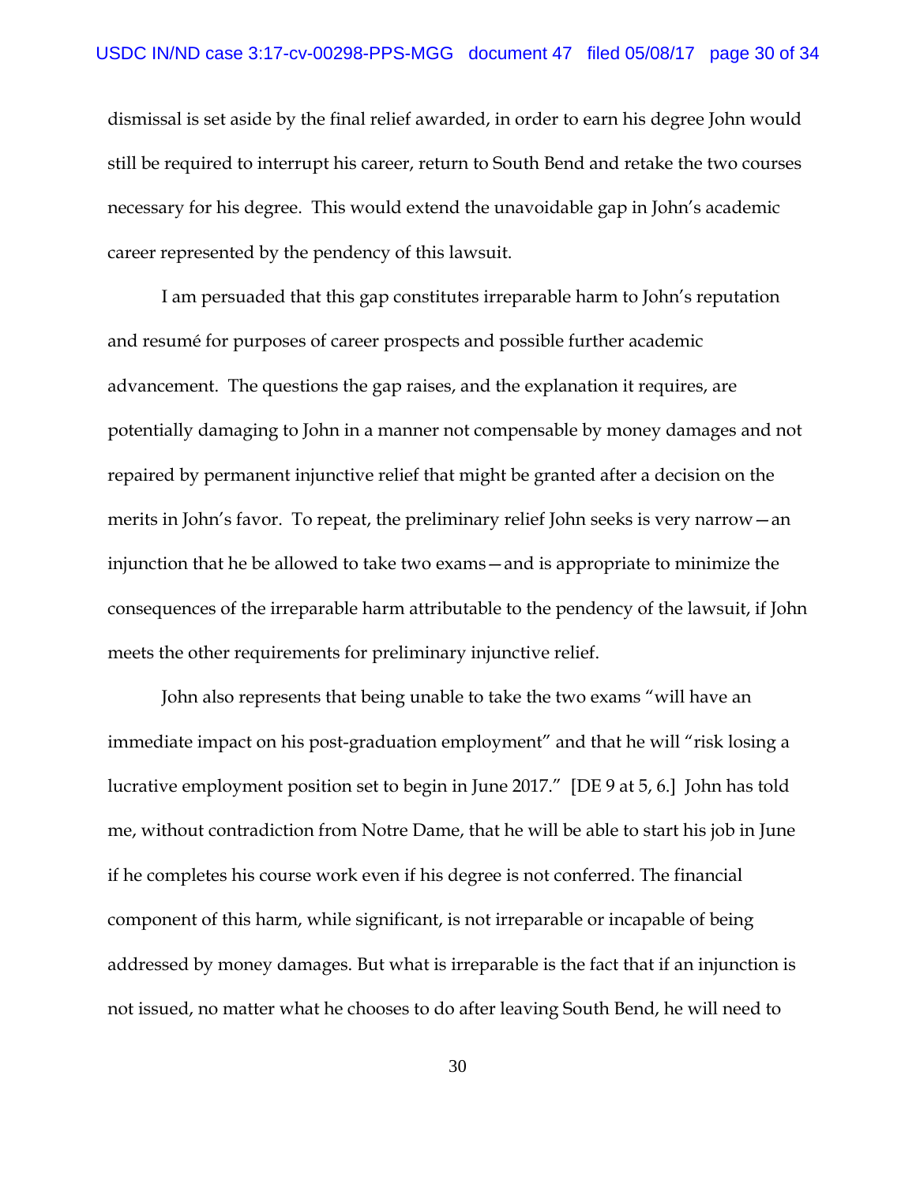dismissal is set aside by the final relief awarded, in order to earn his degree John would still be required to interrupt his career, return to South Bend and retake the two courses necessary for his degree. This would extend the unavoidable gap in John's academic career represented by the pendency of this lawsuit.

I am persuaded that this gap constitutes irreparable harm to John's reputation and resumé for purposes of career prospects and possible further academic advancement. The questions the gap raises, and the explanation it requires, are potentially damaging to John in a manner not compensable by money damages and not repaired by permanent injunctive relief that might be granted after a decision on the merits in John's favor. To repeat, the preliminary relief John seeks is very narrow—an injunction that he be allowed to take two exams—and is appropriate to minimize the consequences of the irreparable harm attributable to the pendency of the lawsuit, if John meets the other requirements for preliminary injunctive relief.

John also represents that being unable to take the two exams "will have an immediate impact on his post-graduation employment" and that he will "risk losing a lucrative employment position set to begin in June 2017." [DE 9 at 5, 6.] John has told me, without contradiction from Notre Dame, that he will be able to start his job in June if he completes his course work even if his degree is not conferred. The financial component of this harm, while significant, is not irreparable or incapable of being addressed by money damages. But what is irreparable is the fact that if an injunction is not issued, no matter what he chooses to do after leaving South Bend, he will need to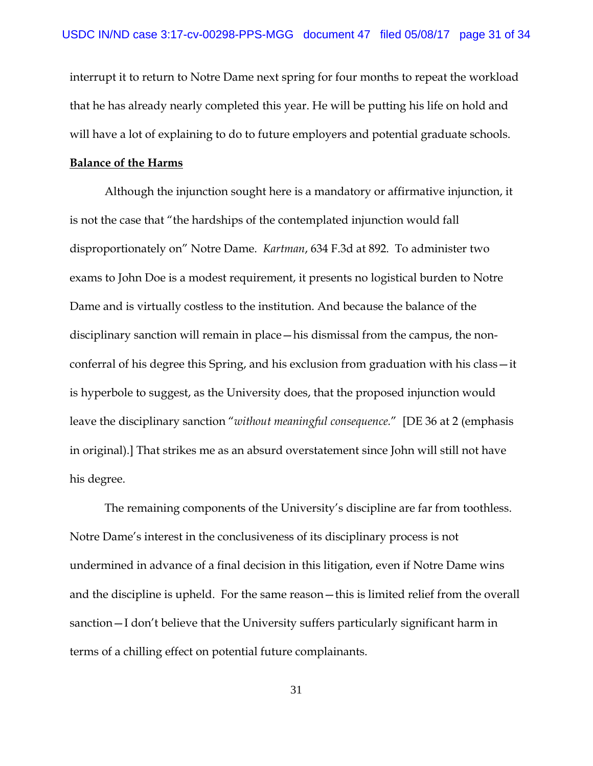interrupt it to return to Notre Dame next spring for four months to repeat the workload that he has already nearly completed this year. He will be putting his life on hold and will have a lot of explaining to do to future employers and potential graduate schools.

**Balance of the Harms**

Although the injunction sought here is a mandatory or affirmative injunction, it is not the case that "the hardships of the contemplated injunction would fall disproportionately on" Notre Dame. *Kartman*, 634 F.3d at 892. To administer two exams to John Doe is a modest requirement, it presents no logistical burden to Notre Dame and is virtually costless to the institution. And because the balance of the disciplinary sanction will remain in place—his dismissal from the campus, the non-conferral of his degree this Spring, and his exclusion from graduation with his class—it is hyperbole to suggest, as the University does, that the proposed injunction would leave the disciplinary sanction "*without meaningful consequence*." [DE 36 at 2 (emphasis in original).] That strikes me as an absurd overstatement since John will still not have his degree.

The remaining components of the University's discipline are far from toothless. Notre Dame's interest in the conclusiveness of its disciplinary process is not undermined in advance of a final decision in this litigation, even if Notre Dame wins and the discipline is upheld. For the same reason—this is limited relief from the overall sanction—I don't believe that the University suffers particularly significant harm in terms of a chilling effect on potential future complainants.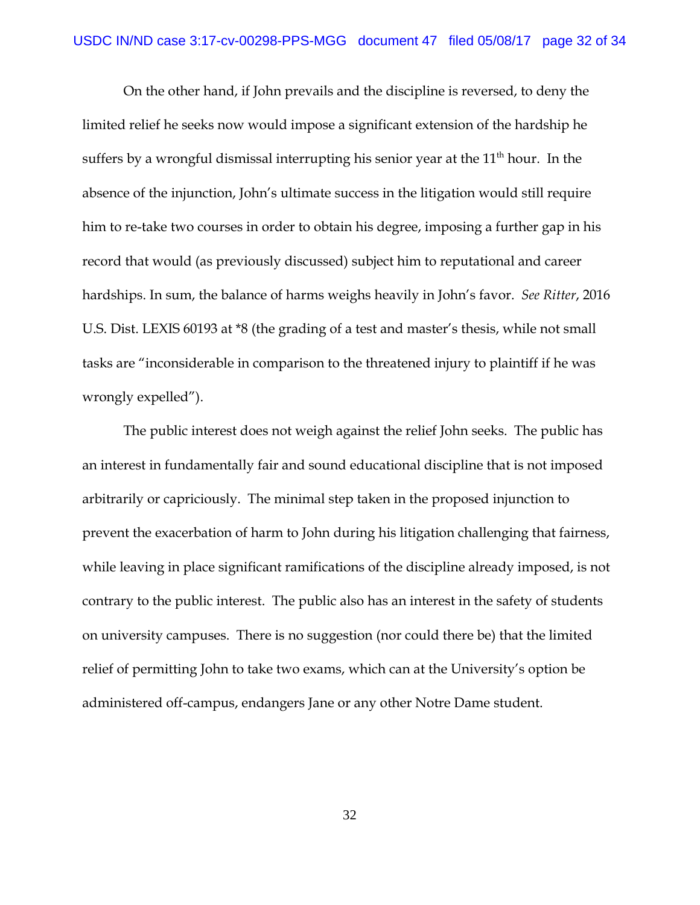On the other hand, if John prevails and the discipline is reversed, to deny the limited relief he seeks now would impose a significant extension of the hardship he suffers by a wrongful dismissal interrupting his senior year at the 11th hour. In the absence of the injunction, John's ultimate success in the litigation would still require him to re-take two courses in order to obtain his degree, imposing a further gap in his record that would (as previously discussed) subject him to reputational and career hardships. In sum, the balance of harms weighs heavily in John's favor. *See Ritter*, 2016 U.S. Dist. LEXIS 60193 at *8 (the grading of a test and master's thesis, while not small tasks are "inconsiderable in comparison to the threatened injury to plaintiff if he was wrongly expelled").

The public interest does not weigh against the relief John seeks. The public has an interest in fundamentally fair and sound educational discipline that is not imposed arbitrarily or capriciously. The minimal step taken in the proposed injunction to prevent the exacerbation of harm to John during his litigation challenging that fairness, while leaving in place significant ramifications of the discipline already imposed, is not contrary to the public interest. The public also has an interest in the safety of students on university campuses. There is no suggestion (nor could there be) that the limited relief of permitting John to take two exams, which can at the University's option be administered off-campus, endangers Jane or any other Notre Dame student.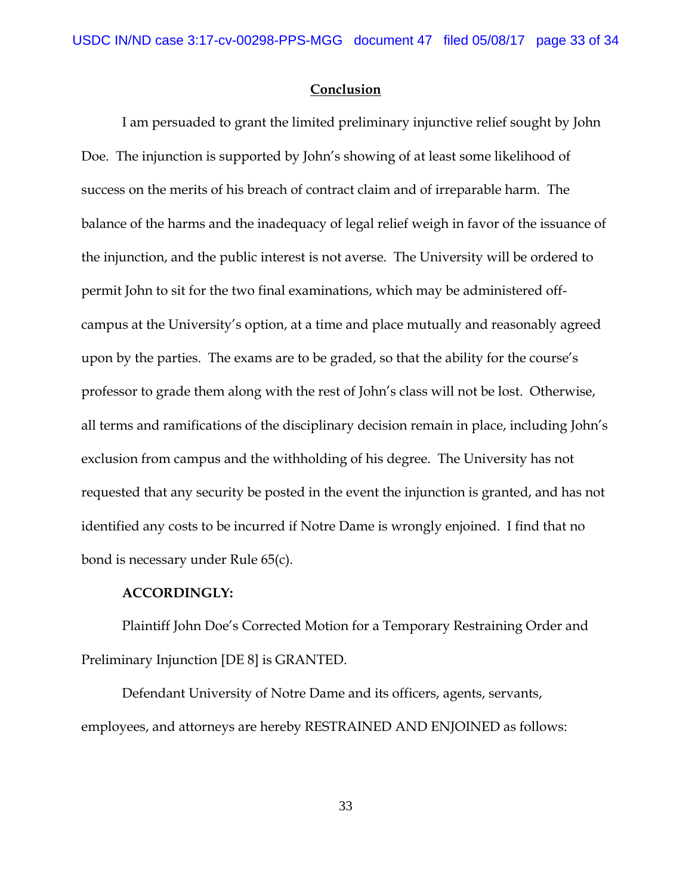## Conclusion

I am persuaded to grant the limited preliminary injunctive relief sought by John Doe. The injunction is supported by John's showing of at least some likelihood of success on the merits of his breach of contract claim and of irreparable harm. The balance of the harms and the inadequacy of legal relief weigh in favor of the issuance of the injunction, and the public interest is not averse. The University will be ordered to permit John to sit for the two final examinations, which may be administered off-campus at the University's option, at a time and place mutually and reasonably agreed upon by the parties. The exams are to be graded, so that the ability for the course's professor to grade them along with the rest of John's class will not be lost. Otherwise, all terms and ramifications of the disciplinary decision remain in place, including John's exclusion from campus and the withholding of his degree. The University has not requested that any security be posted in the event the injunction is granted, and has not identified any costs to be incurred if Notre Dame is wrongly enjoined. I find that no bond is necessary under Rule 65(c).

**ACCORDINGLY:**

Plaintiff John Doe's Corrected Motion for a Temporary Restraining Order and Preliminary Injunction [DE 8] is GRANTED.

Defendant University of Notre Dame and its officers, agents, servants, employees, and attorneys are hereby RESTRAINED AND ENJOINED as follows: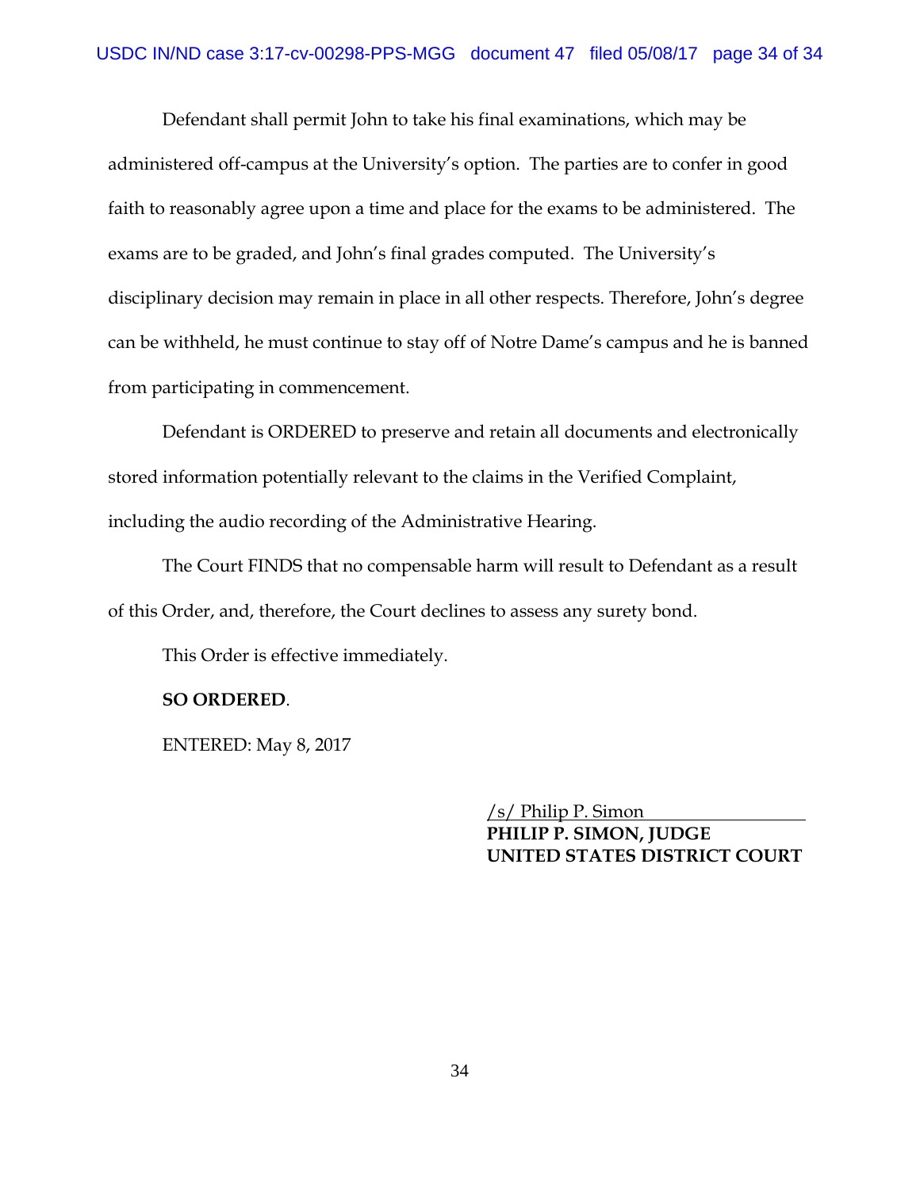Defendant shall permit John to take his final examinations, which may be administered off-campus at the University's option. The parties are to confer in good faith to reasonably agree upon a time and place for the exams to be administered. The exams are to be graded, and John's final grades computed. The University's disciplinary decision may remain in place in all other respects. Therefore, John's degree can be withheld, he must continue to stay off of Notre Dame's campus and he is banned from participating in commencement.

Defendant is ORDERED to preserve and retain all documents and electronically stored information potentially relevant to the claims in the Verified Complaint, including the audio recording of the Administrative Hearing.

The Court FINDS that no compensable harm will result to Defendant as a result of this Order, and, therefore, the Court declines to assess any surety bond.

This Order is effective immediately.

**SO ORDERED**.

ENTERED: May 8, 2017

/s/ Philip P. Simon
**PHILIP P. SIMON, JUDGE**
**UNITED STATES DISTRICT COURT**